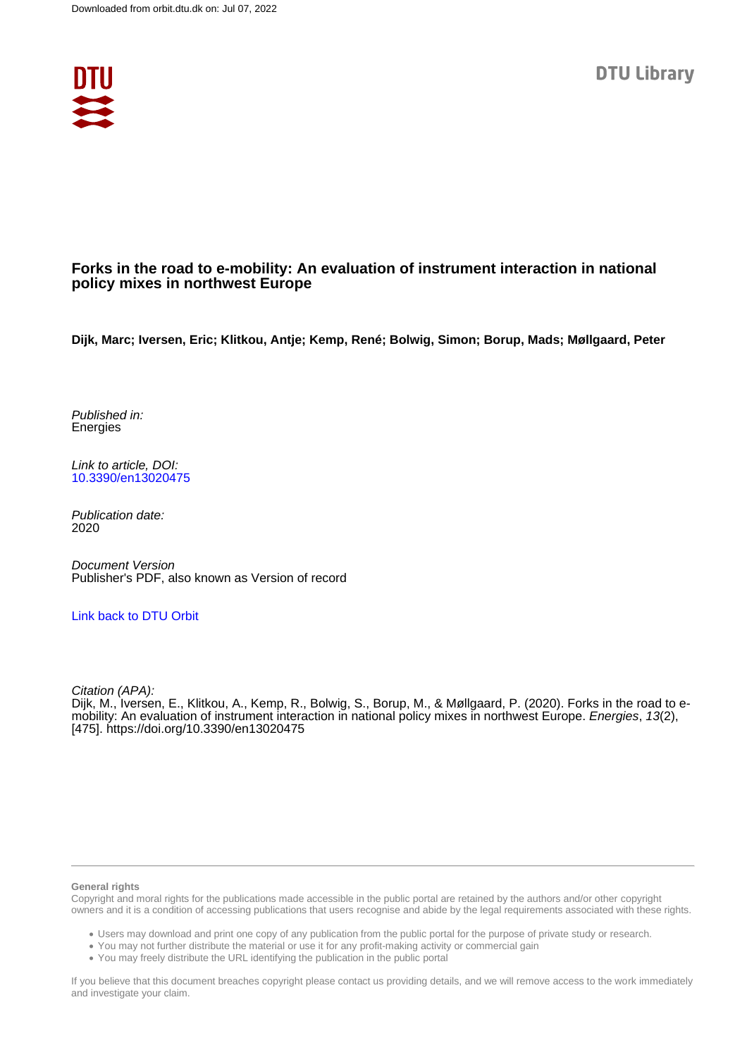Downloaded from orbit.dtu.dk on: Jul 07, 2022

DTU Library

# Forks in the road to e-mobility: An evaluation of instrument interaction in national policy mixes in northwest Europe

**Dijk, Marc; Iversen, Eric; Klitkou, Antje; Kemp, René; Bolwig, Simon; Borup, Mads; Møllgaard, Peter**

*Published in:*
Energies

*Link to article, DOI:*
10.3390/en13020475

*Publication date:*
2020

*Document Version*
Publisher's PDF, also known as Version of record

Link back to DTU Orbit

*Citation (APA):*
Dijk, M., Iversen, E., Klitkou, A., Kemp, R., Bolwig, S., Borup, M., & Møllgaard, P. (2020). Forks in the road to e-mobility: An evaluation of instrument interaction in national policy mixes in northwest Europe. *Energies*, *13*(2), [475]. https://doi.org/10.3390/en13020475

**General rights**

Copyright and moral rights for the publications made accessible in the public portal are retained by the authors and/or other copyright owners and it is a condition of accessing publications that users recognise and abide by the legal requirements associated with these rights.

- Users may download and print one copy of any publication from the public portal for the purpose of private study or research.
- You may not further distribute the material or use it for any profit-making activity or commercial gain
- You may freely distribute the URL identifying the publication in the public portal

If you believe that this document breaches copyright please contact us providing details, and we will remove access to the work immediately and investigate your claim.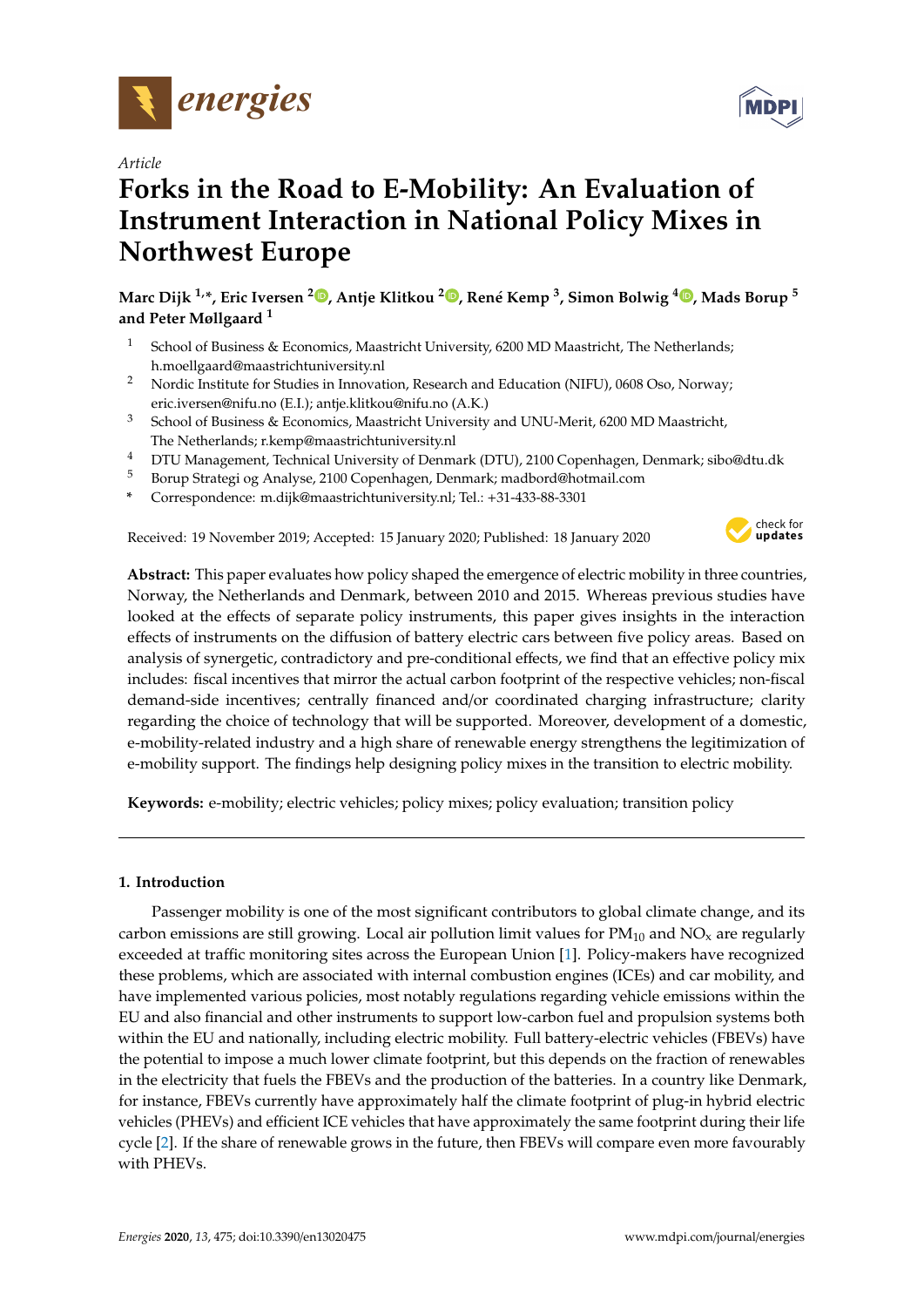Article

# Forks in the Road to E-Mobility: An Evaluation of Instrument Interaction in National Policy Mixes in Northwest Europe

**Marc Dijk [1,*], Eric Iversen [2], Antje Klitkou [2], René Kemp [3], Simon Bolwig [4], Mads Borup [5] and Peter Møllgaard [1]**

[1] School of Business & Economics, Maastricht University, 6200 MD Maastricht, The Netherlands; h.moellgaard@maastrichtuniversity.nl

[2] Nordic Institute for Studies in Innovation, Research and Education (NIFU), 0608 Oso, Norway; eric.iversen@nifu.no (E.I.); antje.klitkou@nifu.no (A.K.)

[3] School of Business & Economics, Maastricht University and UNU-Merit, 6200 MD Maastricht, The Netherlands; r.kemp@maastrichtuniversity.nl

[4] DTU Management, Technical University of Denmark (DTU), 2100 Copenhagen, Denmark; sibo@dtu.dk

[5] Borup Strategi og Analyse, 2100 Copenhagen, Denmark; madbord@hotmail.com

[*] Correspondence: m.dijk@maastrichtuniversity.nl; Tel.: +31-433-88-3301

Received: 19 November 2019; Accepted: 15 January 2020; Published: 18 January 2020

**Abstract:** This paper evaluates how policy shaped the emergence of electric mobility in three countries, Norway, the Netherlands and Denmark, between 2010 and 2015. Whereas previous studies have looked at the effects of separate policy instruments, this paper gives insights in the interaction effects of instruments on the diffusion of battery electric cars between five policy areas. Based on analysis of synergetic, contradictory and pre-conditional effects, we find that an effective policy mix includes: fiscal incentives that mirror the actual carbon footprint of the respective vehicles; non-fiscal demand-side incentives; centrally financed and/or coordinated charging infrastructure; clarity regarding the choice of technology that will be supported. Moreover, development of a domestic, e-mobility-related industry and a high share of renewable energy strengthens the legitimization of e-mobility support. The findings help designing policy mixes in the transition to electric mobility.

**Keywords:** e-mobility; electric vehicles; policy mixes; policy evaluation; transition policy

## 1. Introduction

Passenger mobility is one of the most significant contributors to global climate change, and its carbon emissions are still growing. Local air pollution limit values for $PM_{10}$ and $NO_x$ are regularly exceeded at traffic monitoring sites across the European Union [1]. Policy-makers have recognized these problems, which are associated with internal combustion engines (ICEs) and car mobility, and have implemented various policies, most notably regulations regarding vehicle emissions within the EU and also financial and other instruments to support low-carbon fuel and propulsion systems both within the EU and nationally, including electric mobility. Full battery-electric vehicles (FBEVs) have the potential to impose a much lower climate footprint, but this depends on the fraction of renewables in the electricity that fuels the FBEVs and the production of the batteries. In a country like Denmark, for instance, FBEVs currently have approximately half the climate footprint of plug-in hybrid electric vehicles (PHEVs) and efficient ICE vehicles that have approximately the same footprint during their life cycle [2]. If the share of renewable grows in the future, then FBEVs will compare even more favourably with PHEVs.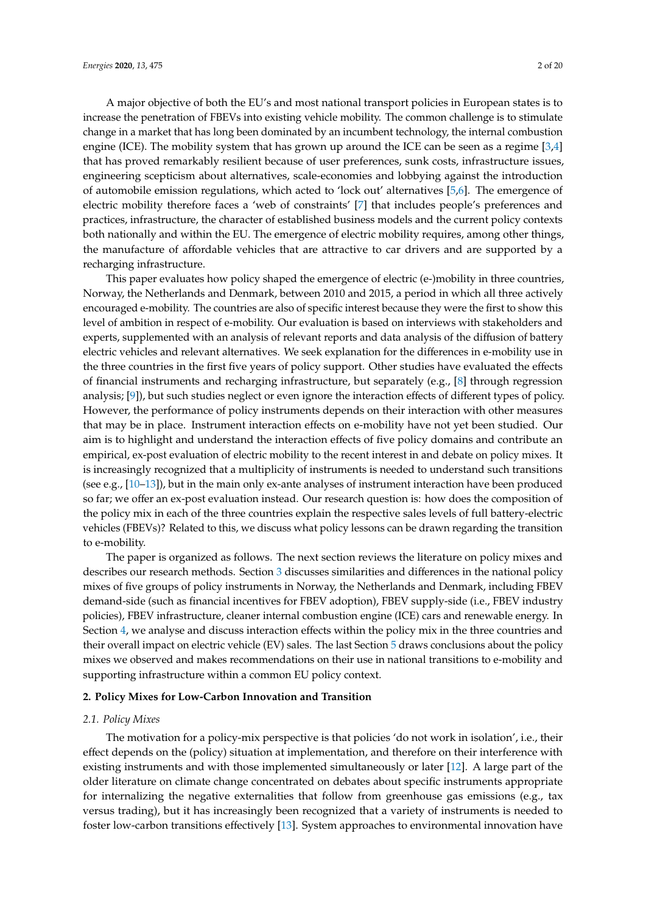A major objective of both the EU's and most national transport policies in European states is to increase the penetration of FBEVs into existing vehicle mobility. The common challenge is to stimulate change in a market that has long been dominated by an incumbent technology, the internal combustion engine (ICE). The mobility system that has grown up around the ICE can be seen as a regime [3,4] that has proved remarkably resilient because of user preferences, sunk costs, infrastructure issues, engineering scepticism about alternatives, scale-economies and lobbying against the introduction of automobile emission regulations, which acted to 'lock out' alternatives [5,6]. The emergence of electric mobility therefore faces a 'web of constraints' [7] that includes people's preferences and practices, infrastructure, the character of established business models and the current policy contexts both nationally and within the EU. The emergence of electric mobility requires, among other things, the manufacture of affordable vehicles that are attractive to car drivers and are supported by a recharging infrastructure.

This paper evaluates how policy shaped the emergence of electric (e-)mobility in three countries, Norway, the Netherlands and Denmark, between 2010 and 2015, a period in which all three actively encouraged e-mobility. The countries are also of specific interest because they were the first to show this level of ambition in respect of e-mobility. Our evaluation is based on interviews with stakeholders and experts, supplemented with an analysis of relevant reports and data analysis of the diffusion of battery electric vehicles and relevant alternatives. We seek explanation for the differences in e-mobility use in the three countries in the first five years of policy support. Other studies have evaluated the effects of financial instruments and recharging infrastructure, but separately (e.g., [8] through regression analysis; [9]), but such studies neglect or even ignore the interaction effects of different types of policy. However, the performance of policy instruments depends on their interaction with other measures that may be in place. Instrument interaction effects on e-mobility have not yet been studied. Our aim is to highlight and understand the interaction effects of five policy domains and contribute an empirical, ex-post evaluation of electric mobility to the recent interest in and debate on policy mixes. It is increasingly recognized that a multiplicity of instruments is needed to understand such transitions (see e.g., [10–13]), but in the main only ex-ante analyses of instrument interaction have been produced so far; we offer an ex-post evaluation instead. Our research question is: how does the composition of the policy mix in each of the three countries explain the respective sales levels of full battery-electric vehicles (FBEVs)? Related to this, we discuss what policy lessons can be drawn regarding the transition to e-mobility.

The paper is organized as follows. The next section reviews the literature on policy mixes and describes our research methods. Section 3 discusses similarities and differences in the national policy mixes of five groups of policy instruments in Norway, the Netherlands and Denmark, including FBEV demand-side (such as financial incentives for FBEV adoption), FBEV supply-side (i.e., FBEV industry policies), FBEV infrastructure, cleaner internal combustion engine (ICE) cars and renewable energy. In Section 4, we analyse and discuss interaction effects within the policy mix in the three countries and their overall impact on electric vehicle (EV) sales. The last Section 5 draws conclusions about the policy mixes we observed and makes recommendations on their use in national transitions to e-mobility and supporting infrastructure within a common EU policy context.

## 2. Policy Mixes for Low-Carbon Innovation and Transition

### *2.1. Policy Mixes*

The motivation for a policy-mix perspective is that policies 'do not work in isolation', i.e., their effect depends on the (policy) situation at implementation, and therefore on their interference with existing instruments and with those implemented simultaneously or later [12]. A large part of the older literature on climate change concentrated on debates about specific instruments appropriate for internalizing the negative externalities that follow from greenhouse gas emissions (e.g., tax versus trading), but it has increasingly been recognized that a variety of instruments is needed to foster low-carbon transitions effectively [13]. System approaches to environmental innovation have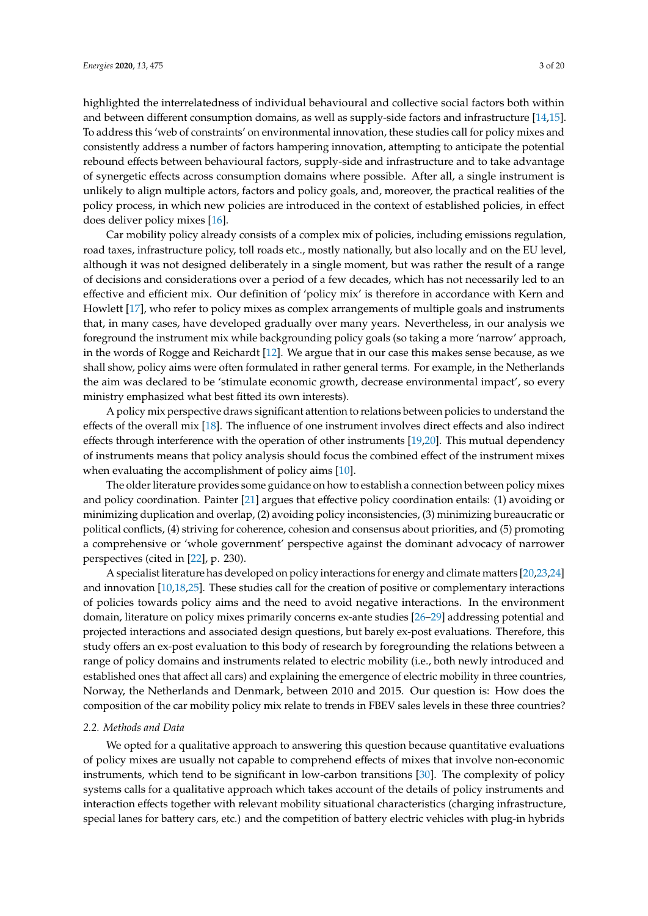highlighted the interrelatedness of individual behavioural and collective social factors both within and between different consumption domains, as well as supply-side factors and infrastructure [14,15]. To address this 'web of constraints' on environmental innovation, these studies call for policy mixes and consistently address a number of factors hampering innovation, attempting to anticipate the potential rebound effects between behavioural factors, supply-side and infrastructure and to take advantage of synergetic effects across consumption domains where possible. After all, a single instrument is unlikely to align multiple actors, factors and policy goals, and, moreover, the practical realities of the policy process, in which new policies are introduced in the context of established policies, in effect does deliver policy mixes [16].

Car mobility policy already consists of a complex mix of policies, including emissions regulation, road taxes, infrastructure policy, toll roads etc., mostly nationally, but also locally and on the EU level, although it was not designed deliberately in a single moment, but was rather the result of a range of decisions and considerations over a period of a few decades, which has not necessarily led to an effective and efficient mix. Our definition of 'policy mix' is therefore in accordance with Kern and Howlett [17], who refer to policy mixes as complex arrangements of multiple goals and instruments that, in many cases, have developed gradually over many years. Nevertheless, in our analysis we foreground the instrument mix while backgrounding policy goals (so taking a more 'narrow' approach, in the words of Rogge and Reichardt [12]. We argue that in our case this makes sense because, as we shall show, policy aims were often formulated in rather general terms. For example, in the Netherlands the aim was declared to be 'stimulate economic growth, decrease environmental impact', so every ministry emphasized what best fitted its own interests).

A policy mix perspective draws significant attention to relations between policies to understand the effects of the overall mix [18]. The influence of one instrument involves direct effects and also indirect effects through interference with the operation of other instruments [19,20]. This mutual dependency of instruments means that policy analysis should focus the combined effect of the instrument mixes when evaluating the accomplishment of policy aims [10].

The older literature provides some guidance on how to establish a connection between policy mixes and policy coordination. Painter [21] argues that effective policy coordination entails: (1) avoiding or minimizing duplication and overlap, (2) avoiding policy inconsistencies, (3) minimizing bureaucratic or political conflicts, (4) striving for coherence, cohesion and consensus about priorities, and (5) promoting a comprehensive or 'whole government' perspective against the dominant advocacy of narrower perspectives (cited in [22], p. 230).

A specialist literature has developed on policy interactions for energy and climate matters [20,23,24] and innovation [10,18,25]. These studies call for the creation of positive or complementary interactions of policies towards policy aims and the need to avoid negative interactions. In the environment domain, literature on policy mixes primarily concerns ex-ante studies [26–29] addressing potential and projected interactions and associated design questions, but barely ex-post evaluations. Therefore, this study offers an ex-post evaluation to this body of research by foregrounding the relations between a range of policy domains and instruments related to electric mobility (i.e., both newly introduced and established ones that affect all cars) and explaining the emergence of electric mobility in three countries, Norway, the Netherlands and Denmark, between 2010 and 2015. Our question is: How does the composition of the car mobility policy mix relate to trends in FBEV sales levels in these three countries?

### 2.2. Methods and Data

We opted for a qualitative approach to answering this question because quantitative evaluations of policy mixes are usually not capable to comprehend effects of mixes that involve non-economic instruments, which tend to be significant in low-carbon transitions [30]. The complexity of policy systems calls for a qualitative approach which takes account of the details of policy instruments and interaction effects together with relevant mobility situational characteristics (charging infrastructure, special lanes for battery cars, etc.) and the competition of battery electric vehicles with plug-in hybrids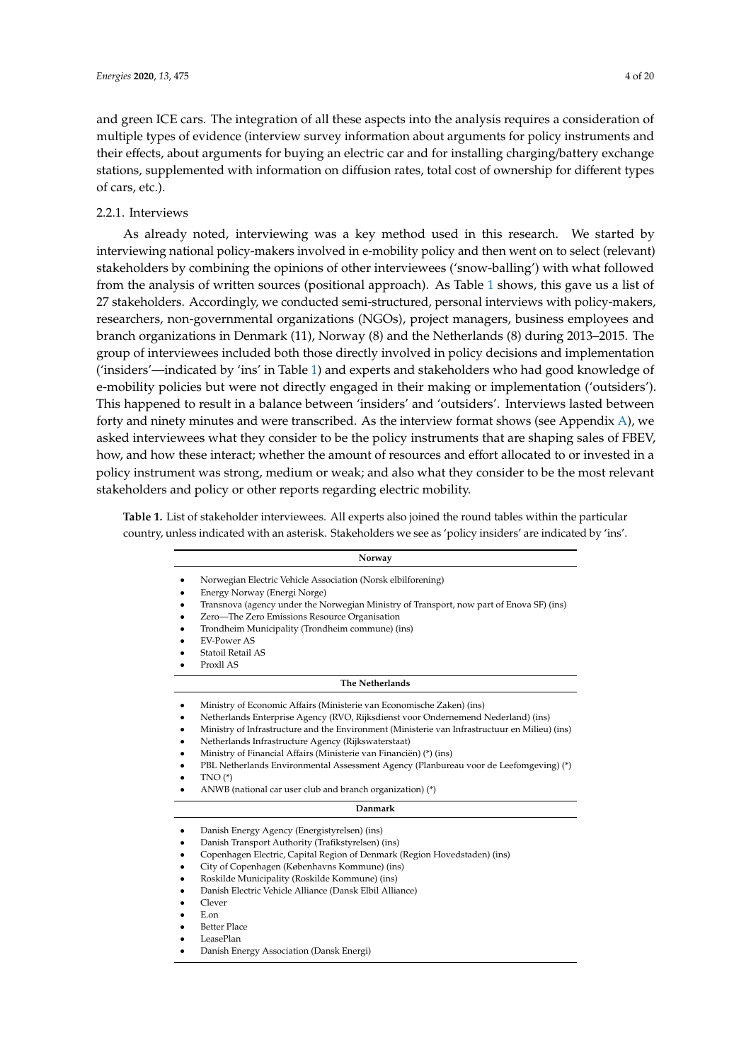and green ICE cars. The integration of all these aspects into the analysis requires a consideration of multiple types of evidence (interview survey information about arguments for policy instruments and their effects, about arguments for buying an electric car and for installing charging/battery exchange stations, supplemented with information on diffusion rates, total cost of ownership for different types of cars, etc.).

### 2.2.1. Interviews

As already noted, interviewing was a key method used in this research. We started by interviewing national policy-makers involved in e-mobility policy and then went on to select (relevant) stakeholders by combining the opinions of other interviewees ('snow-balling') with what followed from the analysis of written sources (positional approach). As Table 1 shows, this gave us a list of 27 stakeholders. Accordingly, we conducted semi-structured, personal interviews with policy-makers, researchers, non-governmental organizations (NGOs), project managers, business employees and branch organizations in Denmark (11), Norway (8) and the Netherlands (8) during 2013–2015. The group of interviewees included both those directly involved in policy decisions and implementation ('insiders'—indicated by 'ins' in Table 1) and experts and stakeholders who had good knowledge of e-mobility policies but were not directly engaged in their making or implementation ('outsiders'). This happened to result in a balance between 'insiders' and 'outsiders'. Interviews lasted between forty and ninety minutes and were transcribed. As the interview format shows (see Appendix A), we asked interviewees what they consider to be the policy instruments that are shaping sales of FBEV, how, and how these interact; whether the amount of resources and effort allocated to or invested in a policy instrument was strong, medium or weak; and also what they consider to be the most relevant stakeholders and policy or other reports regarding electric mobility.

**Table 1.** List of stakeholder interviewees. All experts also joined the round tables within the particular country, unless indicated with an asterisk. Stakeholders we see as 'policy insiders' are indicated by 'ins'.

| Norway |
|---|
| • Norwegian Electric Vehicle Association (Norsk elbilforening)<br>• Energy Norway (Energi Norge)<br>• Transnova (agency under the Norwegian Ministry of Transport, now part of Enova SF) (ins)<br>• Zero—The Zero Emissions Resource Organisation<br>• Trondheim Municipality (Trondheim commune) (ins)<br>• EV-Power AS<br>• Statoil Retail AS<br>• Proxll AS |
| **The Netherlands** |
| • Ministry of Economic Affairs (Ministerie van Economische Zaken) (ins)<br>• Netherlands Enterprise Agency (RVO, Rijksdienst voor Ondernemend Nederland) (ins)<br>• Ministry of Infrastructure and the Environment (Ministerie van Infrastructuur en Milieu) (ins)<br>• Netherlands Infrastructure Agency (Rijkswaterstaat)<br>• Ministry of Financial Affairs (Ministerie van Financiën) (*) (ins)<br>• PBL Netherlands Environmental Assessment Agency (Planbureau voor de Leefomgeving) (*)<br>• TNO (*)<br>• ANWB (national car user club and branch organization) (*) |
| **Danmark** |
| • Danish Energy Agency (Energistyrelsen) (ins)<br>• Danish Transport Authority (Trafikstyrelsen) (ins)<br>• Copenhagen Electric, Capital Region of Denmark (Region Hovedstaden) (ins)<br>• City of Copenhagen (Københavns Kommune) (ins)<br>• Roskilde Municipality (Roskilde Kommune) (ins)<br>• Danish Electric Vehicle Alliance (Dansk Elbil Alliance)<br>• Clever<br>• E.on<br>• Better Place<br>• LeasePlan<br>• Danish Energy Association (Dansk Energi) |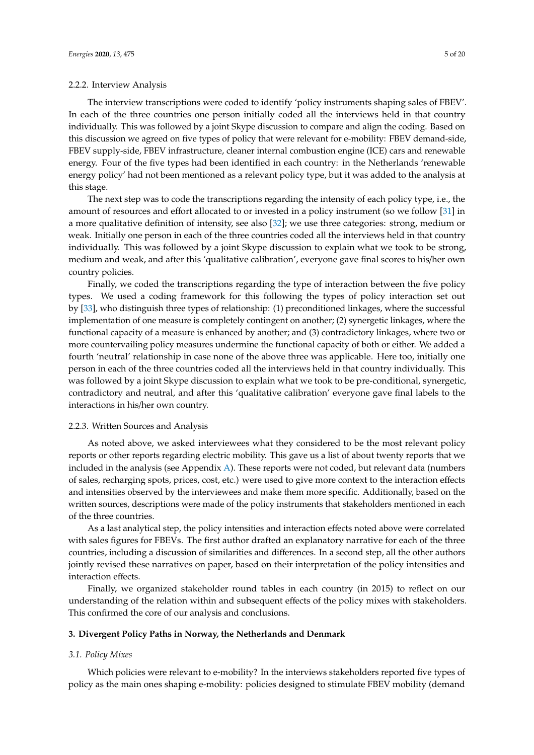#### 2.2.2. Interview Analysis

The interview transcriptions were coded to identify 'policy instruments shaping sales of FBEV'. In each of the three countries one person initially coded all the interviews held in that country individually. This was followed by a joint Skype discussion to compare and align the coding. Based on this discussion we agreed on five types of policy that were relevant for e-mobility: FBEV demand-side, FBEV supply-side, FBEV infrastructure, cleaner internal combustion engine (ICE) cars and renewable energy. Four of the five types had been identified in each country: in the Netherlands 'renewable energy policy' had not been mentioned as a relevant policy type, but it was added to the analysis at this stage.

The next step was to code the transcriptions regarding the intensity of each policy type, i.e., the amount of resources and effort allocated to or invested in a policy instrument (so we follow [31] in a more qualitative definition of intensity, see also [32]; we use three categories: strong, medium or weak. Initially one person in each of the three countries coded all the interviews held in that country individually. This was followed by a joint Skype discussion to explain what we took to be strong, medium and weak, and after this 'qualitative calibration', everyone gave final scores to his/her own country policies.

Finally, we coded the transcriptions regarding the type of interaction between the five policy types. We used a coding framework for this following the types of policy interaction set out by [33], who distinguish three types of relationship: (1) preconditioned linkages, where the successful implementation of one measure is completely contingent on another; (2) synergetic linkages, where the functional capacity of a measure is enhanced by another; and (3) contradictory linkages, where two or more countervailing policy measures undermine the functional capacity of both or either. We added a fourth 'neutral' relationship in case none of the above three was applicable. Here too, initially one person in each of the three countries coded all the interviews held in that country individually. This was followed by a joint Skype discussion to explain what we took to be pre-conditional, synergetic, contradictory and neutral, and after this 'qualitative calibration' everyone gave final labels to the interactions in his/her own country.

#### 2.2.3. Written Sources and Analysis

As noted above, we asked interviewees what they considered to be the most relevant policy reports or other reports regarding electric mobility. This gave us a list of about twenty reports that we included in the analysis (see Appendix A). These reports were not coded, but relevant data (numbers of sales, recharging spots, prices, cost, etc.) were used to give more context to the interaction effects and intensities observed by the interviewees and make them more specific. Additionally, based on the written sources, descriptions were made of the policy instruments that stakeholders mentioned in each of the three countries.

As a last analytical step, the policy intensities and interaction effects noted above were correlated with sales figures for FBEVs. The first author drafted an explanatory narrative for each of the three countries, including a discussion of similarities and differences. In a second step, all the other authors jointly revised these narratives on paper, based on their interpretation of the policy intensities and interaction effects.

Finally, we organized stakeholder round tables in each country (in 2015) to reflect on our understanding of the relation within and subsequent effects of the policy mixes with stakeholders. This confirmed the core of our analysis and conclusions.

## 3. Divergent Policy Paths in Norway, the Netherlands and Denmark

### *3.1. Policy Mixes*

Which policies were relevant to e-mobility? In the interviews stakeholders reported five types of policy as the main ones shaping e-mobility: policies designed to stimulate FBEV mobility (demand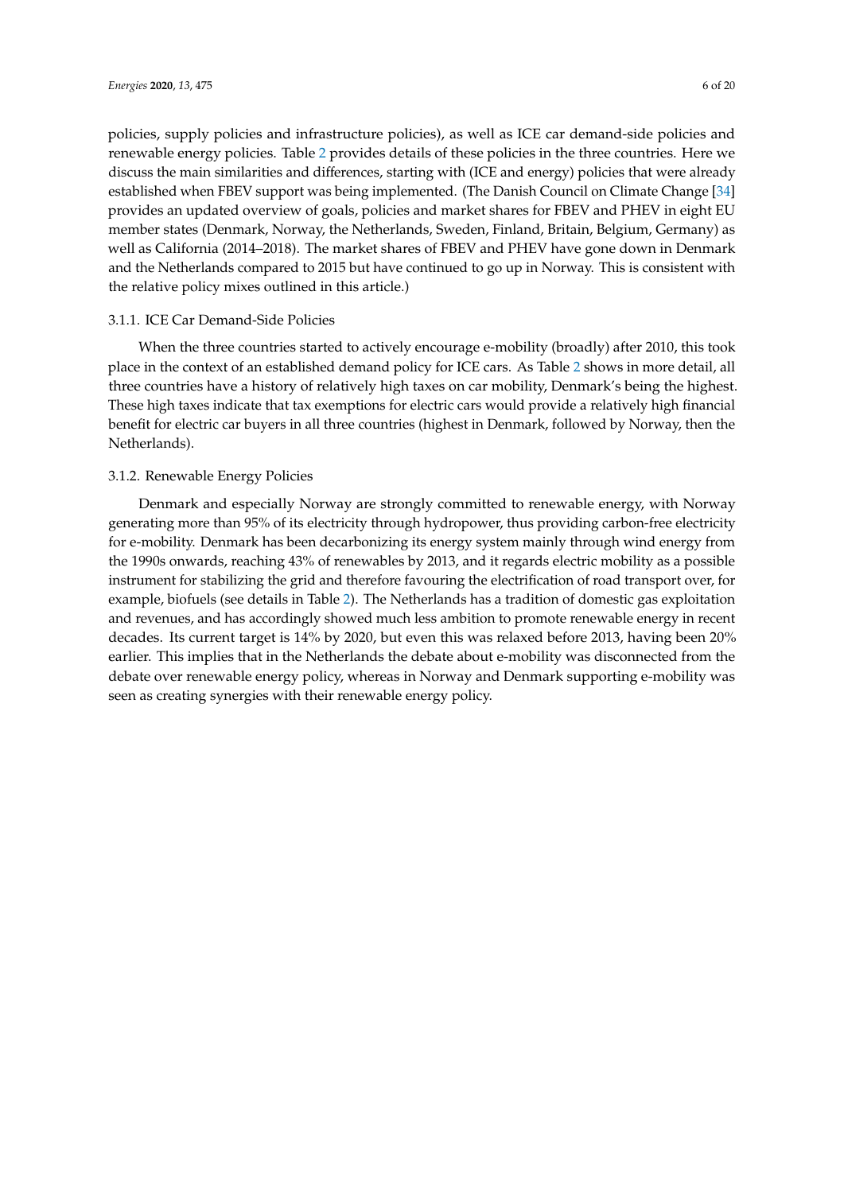policies, supply policies and infrastructure policies), as well as ICE car demand-side policies and renewable energy policies. Table 2 provides details of these policies in the three countries. Here we discuss the main similarities and differences, starting with (ICE and energy) policies that were already established when FBEV support was being implemented. (The Danish Council on Climate Change [34] provides an updated overview of goals, policies and market shares for FBEV and PHEV in eight EU member states (Denmark, Norway, the Netherlands, Sweden, Finland, Britain, Belgium, Germany) as well as California (2014–2018). The market shares of FBEV and PHEV have gone down in Denmark and the Netherlands compared to 2015 but have continued to go up in Norway. This is consistent with the relative policy mixes outlined in this article.)

#### 3.1.1. ICE Car Demand-Side Policies

When the three countries started to actively encourage e-mobility (broadly) after 2010, this took place in the context of an established demand policy for ICE cars. As Table 2 shows in more detail, all three countries have a history of relatively high taxes on car mobility, Denmark's being the highest. These high taxes indicate that tax exemptions for electric cars would provide a relatively high financial benefit for electric car buyers in all three countries (highest in Denmark, followed by Norway, then the Netherlands).

#### 3.1.2. Renewable Energy Policies

Denmark and especially Norway are strongly committed to renewable energy, with Norway generating more than 95% of its electricity through hydropower, thus providing carbon-free electricity for e-mobility. Denmark has been decarbonizing its energy system mainly through wind energy from the 1990s onwards, reaching 43% of renewables by 2013, and it regards electric mobility as a possible instrument for stabilizing the grid and therefore favouring the electrification of road transport over, for example, biofuels (see details in Table 2). The Netherlands has a tradition of domestic gas exploitation and revenues, and has accordingly showed much less ambition to promote renewable energy in recent decades. Its current target is 14% by 2020, but even this was relaxed before 2013, having been 20% earlier. This implies that in the Netherlands the debate about e-mobility was disconnected from the debate over renewable energy policy, whereas in Norway and Denmark supporting e-mobility was seen as creating synergies with their renewable energy policy.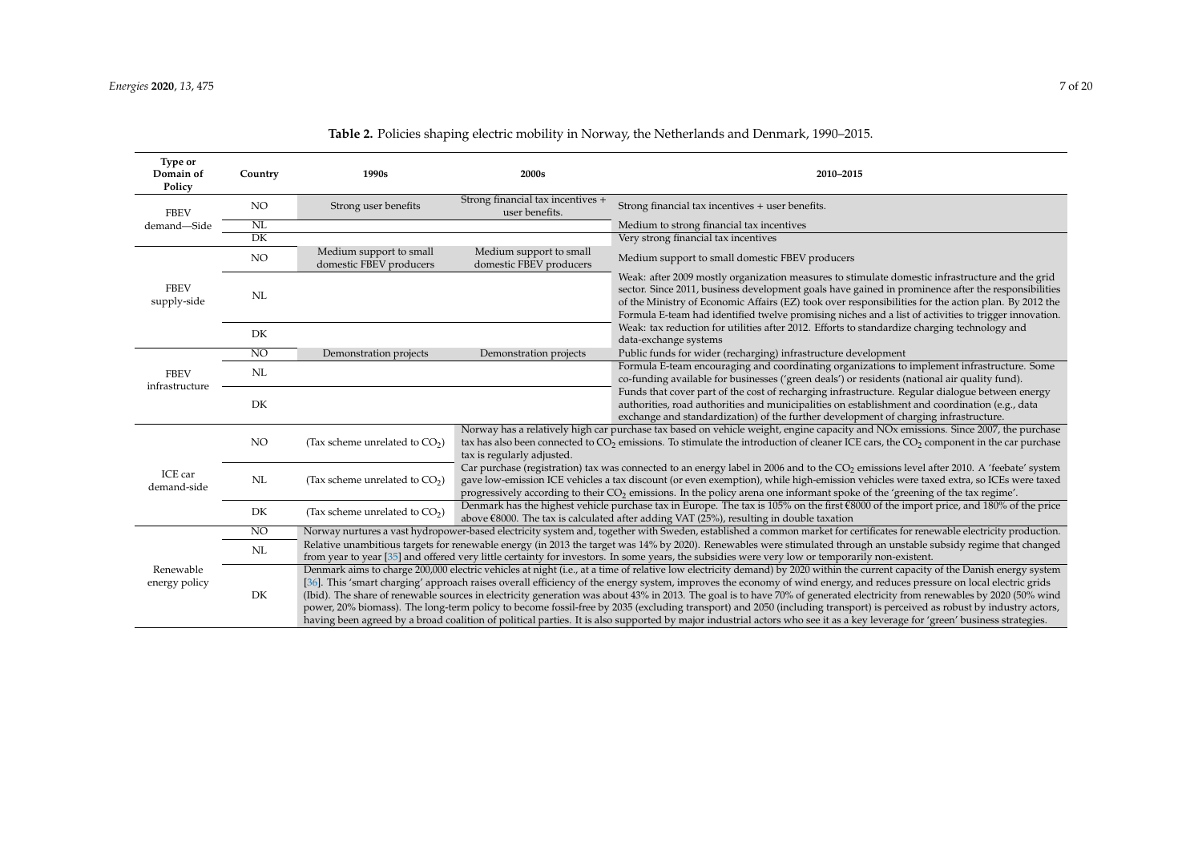**Table 2.** Policies shaping electric mobility in Norway, the Netherlands and Denmark, 1990–2015.

| Type or Domain of Policy | Country | 1990s | 2000s | 2010–2015 |
|---|---|---|---|---|
| FBEV demand—Side | NO | Strong user benefits | Strong financial tax incentives + user benefits. | Strong financial tax incentives + user benefits. |
| | NL | | | Medium to strong financial tax incentives |
| | DK | | | Very strong financial tax incentives |
| FBEV supply-side | NO | Medium support to small domestic FBEV producers | Medium support to small domestic FBEV producers | Medium support to small domestic FBEV producers |
| | NL | | | Weak: after 2009 mostly organization measures to stimulate domestic infrastructure and the grid sector. Since 2011, business development goals have gained in prominence after the responsibilities of the Ministry of Economic Affairs (EZ) took over responsibilities for the action plan. By 2012 the Formula E-team had identified twelve promising niches and a list of activities to trigger innovation. |
| | DK | | | Weak: tax reduction for utilities after 2012. Efforts to standardize charging technology and data-exchange systems |
| FBEV infrastructure | NO | Demonstration projects | Demonstration projects | Public funds for wider (recharging) infrastructure development |
| | NL | | | Formula E-team encouraging and coordinating organizations to implement infrastructure. Some co-funding available for businesses ('green deals') or residents (national air quality fund). |
| | DK | | | Funds that cover part of the cost of recharging infrastructure. Regular dialogue between energy authorities, road authorities and municipalities on establishment and coordination (e.g., data exchange and standardization) of the further development of charging infrastructure. |
| ICE car demand-side | NO | (Tax scheme unrelated to $CO_2$) | Norway has a relatively high car purchase tax based on vehicle weight, engine capacity and NOx emissions. Since 2007, the purchase tax has also been connected to $CO_2$ emissions. To stimulate the introduction of cleaner ICE cars, the $CO_2$ component in the car purchase tax is regularly adjusted. | |
| | NL | (Tax scheme unrelated to $CO_2$) | Car purchase (registration) tax was connected to an energy label in 2006 and to the $CO_2$ emissions level after 2010. A 'feebate' system gave low-emission ICE vehicles a tax discount (or even exemption), while high-emission vehicles were taxed extra, so ICEs were taxed progressively according to their $CO_2$ emissions. In the policy arena one informant spoke of the 'greening of the tax regime'. | |
| | DK | (Tax scheme unrelated to $CO_2$) | Denmark has the highest vehicle purchase tax in Europe. The tax is 105% on the first €8000 of the import price, and 180% of the price above €8000. The tax is calculated after adding VAT (25%), resulting in double taxation | |
| Renewable energy policy | NO | Norway nurtures a vast hydropower-based electricity system and, together with Sweden, established a common market for certificates for renewable electricity production. | | |
| | NL | Relative unambitious targets for renewable energy (in 2013 the target was 14% by 2020). Renewables were stimulated through an unstable subsidy regime that changed from year to year [35] and offered very little certainty for investors. In some years, the subsidies were very low or temporarily non-existent. | | |
| | DK | Denmark aims to charge 200,000 electric vehicles at night (i.e., at a time of relative low electricity demand) by 2020 within the current capacity of the Danish energy system [36]. This 'smart charging' approach raises overall efficiency of the energy system, improves the economy of wind energy, and reduces pressure on local electric grids (Ibid). The share of renewable sources in electricity generation was about 43% in 2013. The goal is to have 70% of generated electricity from renewables by 2020 (50% wind power, 20% biomass). The long-term policy to become fossil-free by 2035 (excluding transport) and 2050 (including transport) is perceived as robust by industry actors, having been agreed by a broad coalition of political parties. It is also supported by major industrial actors who see it as a key leverage for 'green' business strategies. | | |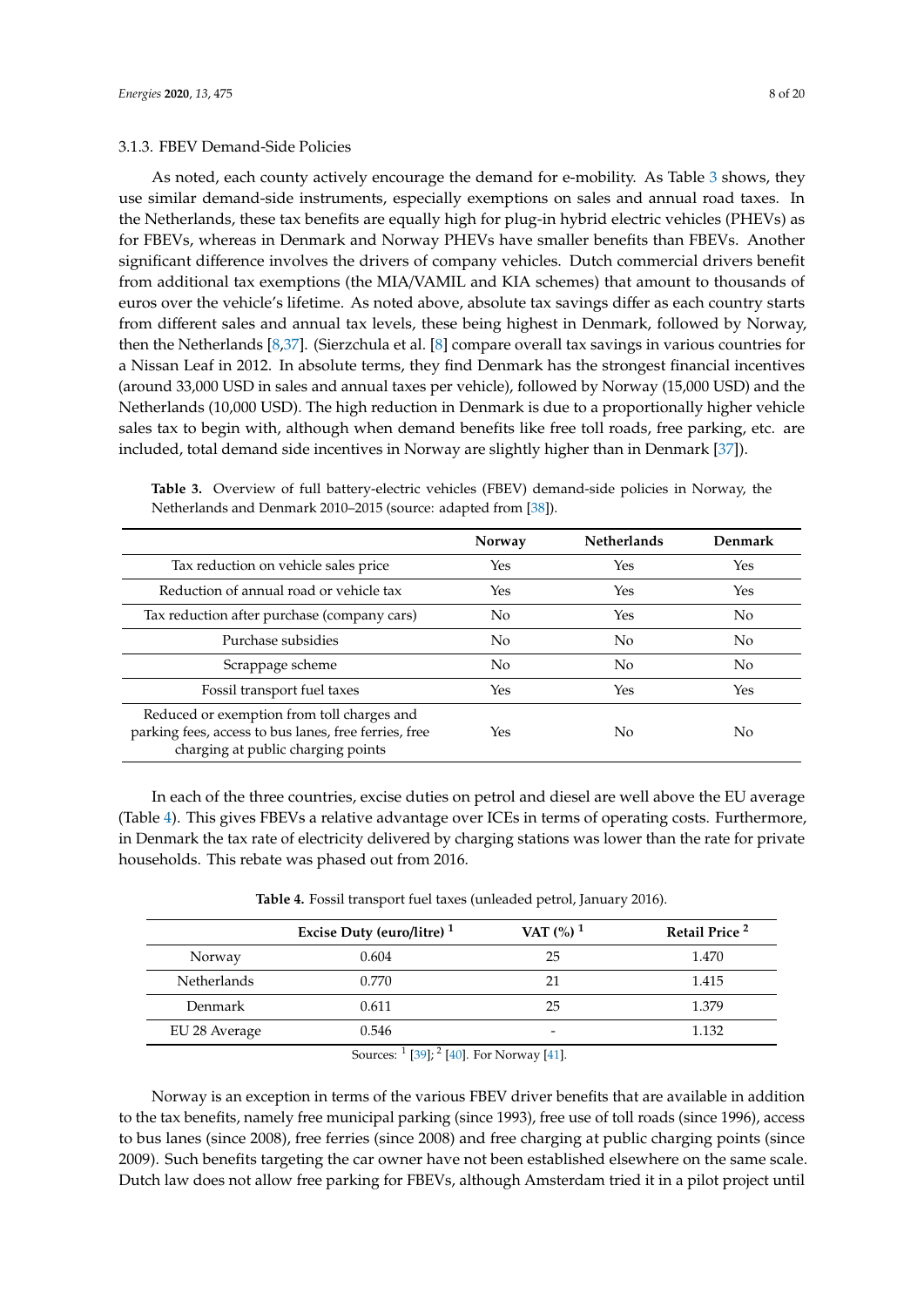### 3.1.3. FBEV Demand-Side Policies

As noted, each county actively encourage the demand for e-mobility. As Table 3 shows, they use similar demand-side instruments, especially exemptions on sales and annual road taxes. In the Netherlands, these tax benefits are equally high for plug-in hybrid electric vehicles (PHEVs) as for FBEVs, whereas in Denmark and Norway PHEVs have smaller benefits than FBEVs. Another significant difference involves the drivers of company vehicles. Dutch commercial drivers benefit from additional tax exemptions (the MIA/VAMIL and KIA schemes) that amount to thousands of euros over the vehicle's lifetime. As noted above, absolute tax savings differ as each country starts from different sales and annual tax levels, these being highest in Denmark, followed by Norway, then the Netherlands [8,37]. (Sierzchula et al. [8] compare overall tax savings in various countries for a Nissan Leaf in 2012. In absolute terms, they find Denmark has the strongest financial incentives (around 33,000 USD in sales and annual taxes per vehicle), followed by Norway (15,000 USD) and the Netherlands (10,000 USD). The high reduction in Denmark is due to a proportionally higher vehicle sales tax to begin with, although when demand benefits like free toll roads, free parking, etc. are included, total demand side incentives in Norway are slightly higher than in Denmark [37]).

**Table 3.** Overview of full battery-electric vehicles (FBEV) demand-side policies in Norway, the Netherlands and Denmark 2010–2015 (source: adapted from [38]).

| | Norway | Netherlands | Denmark |
|---|---|---|---|
| Tax reduction on vehicle sales price | Yes | Yes | Yes |
| Reduction of annual road or vehicle tax | Yes | Yes | Yes |
| Tax reduction after purchase (company cars) | No | Yes | No |
| Purchase subsidies | No | No | No |
| Scrappage scheme | No | No | No |
| Fossil transport fuel taxes | Yes | Yes | Yes |
| Reduced or exemption from toll charges and parking fees, access to bus lanes, free ferries, free charging at public charging points | Yes | No | No |

In each of the three countries, excise duties on petrol and diesel are well above the EU average (Table 4). This gives FBEVs a relative advantage over ICEs in terms of operating costs. Furthermore, in Denmark the tax rate of electricity delivered by charging stations was lower than the rate for private households. This rebate was phased out from 2016.

**Table 4.** Fossil transport fuel taxes (unleaded petrol, January 2016).

| | Excise Duty (euro/litre) [1] | VAT (%) [1] | Retail Price [2] |
|---|---|---|---|
| Norway | 0.604 | 25 | 1.470 |
| Netherlands | 0.770 | 21 | 1.415 |
| Denmark | 0.611 | 25 | 1.379 |
| EU 28 Average | 0.546 | - | 1.132 |

Sources: [1] [39]; [2] [40]. For Norway [41].

Norway is an exception in terms of the various FBEV driver benefits that are available in addition to the tax benefits, namely free municipal parking (since 1993), free use of toll roads (since 1996), access to bus lanes (since 2008), free ferries (since 2008) and free charging at public charging points (since 2009). Such benefits targeting the car owner have not been established elsewhere on the same scale. Dutch law does not allow free parking for FBEVs, although Amsterdam tried it in a pilot project until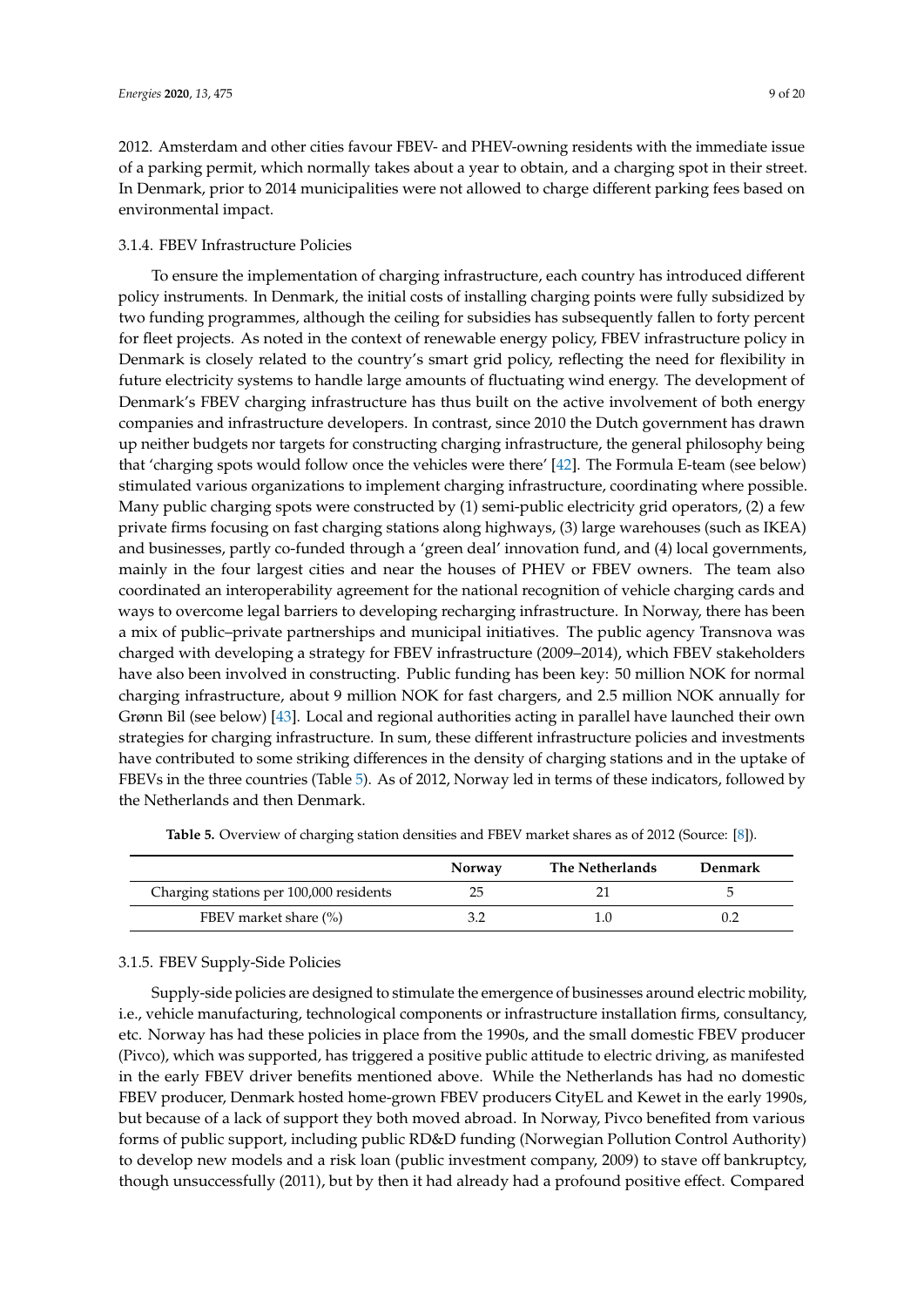2012. Amsterdam and other cities favour FBEV- and PHEV-owning residents with the immediate issue of a parking permit, which normally takes about a year to obtain, and a charging spot in their street. In Denmark, prior to 2014 municipalities were not allowed to charge different parking fees based on environmental impact.

#### 3.1.4. FBEV Infrastructure Policies

To ensure the implementation of charging infrastructure, each country has introduced different policy instruments. In Denmark, the initial costs of installing charging points were fully subsidized by two funding programmes, although the ceiling for subsidies has subsequently fallen to forty percent for fleet projects. As noted in the context of renewable energy policy, FBEV infrastructure policy in Denmark is closely related to the country's smart grid policy, reflecting the need for flexibility in future electricity systems to handle large amounts of fluctuating wind energy. The development of Denmark's FBEV charging infrastructure has thus built on the active involvement of both energy companies and infrastructure developers. In contrast, since 2010 the Dutch government has drawn up neither budgets nor targets for constructing charging infrastructure, the general philosophy being that 'charging spots would follow once the vehicles were there' [42]. The Formula E-team (see below) stimulated various organizations to implement charging infrastructure, coordinating where possible. Many public charging spots were constructed by (1) semi-public electricity grid operators, (2) a few private firms focusing on fast charging stations along highways, (3) large warehouses (such as IKEA) and businesses, partly co-funded through a 'green deal' innovation fund, and (4) local governments, mainly in the four largest cities and near the houses of PHEV or FBEV owners. The team also coordinated an interoperability agreement for the national recognition of vehicle charging cards and ways to overcome legal barriers to developing recharging infrastructure. In Norway, there has been a mix of public–private partnerships and municipal initiatives. The public agency Transnova was charged with developing a strategy for FBEV infrastructure (2009–2014), which FBEV stakeholders have also been involved in constructing. Public funding has been key: 50 million NOK for normal charging infrastructure, about 9 million NOK for fast chargers, and 2.5 million NOK annually for Grønn Bil (see below) [43]. Local and regional authorities acting in parallel have launched their own strategies for charging infrastructure. In sum, these different infrastructure policies and investments have contributed to some striking differences in the density of charging stations and in the uptake of FBEVs in the three countries (Table 5). As of 2012, Norway led in terms of these indicators, followed by the Netherlands and then Denmark.

**Table 5.** Overview of charging station densities and FBEV market shares as of 2012 (Source: [8]).

| | Norway | The Netherlands | Denmark |
|---|---|---|---|
| Charging stations per 100,000 residents | 25 | 21 | 5 |
| FBEV market share (%) | 3.2 | 1.0 | 0.2 |

#### 3.1.5. FBEV Supply-Side Policies

Supply-side policies are designed to stimulate the emergence of businesses around electric mobility, i.e., vehicle manufacturing, technological components or infrastructure installation firms, consultancy, etc. Norway has had these policies in place from the 1990s, and the small domestic FBEV producer (Pivco), which was supported, has triggered a positive public attitude to electric driving, as manifested in the early FBEV driver benefits mentioned above. While the Netherlands has had no domestic FBEV producer, Denmark hosted home-grown FBEV producers CityEL and Kewet in the early 1990s, but because of a lack of support they both moved abroad. In Norway, Pivco benefited from various forms of public support, including public RD&D funding (Norwegian Pollution Control Authority) to develop new models and a risk loan (public investment company, 2009) to stave off bankruptcy, though unsuccessfully (2011), but by then it had already had a profound positive effect. Compared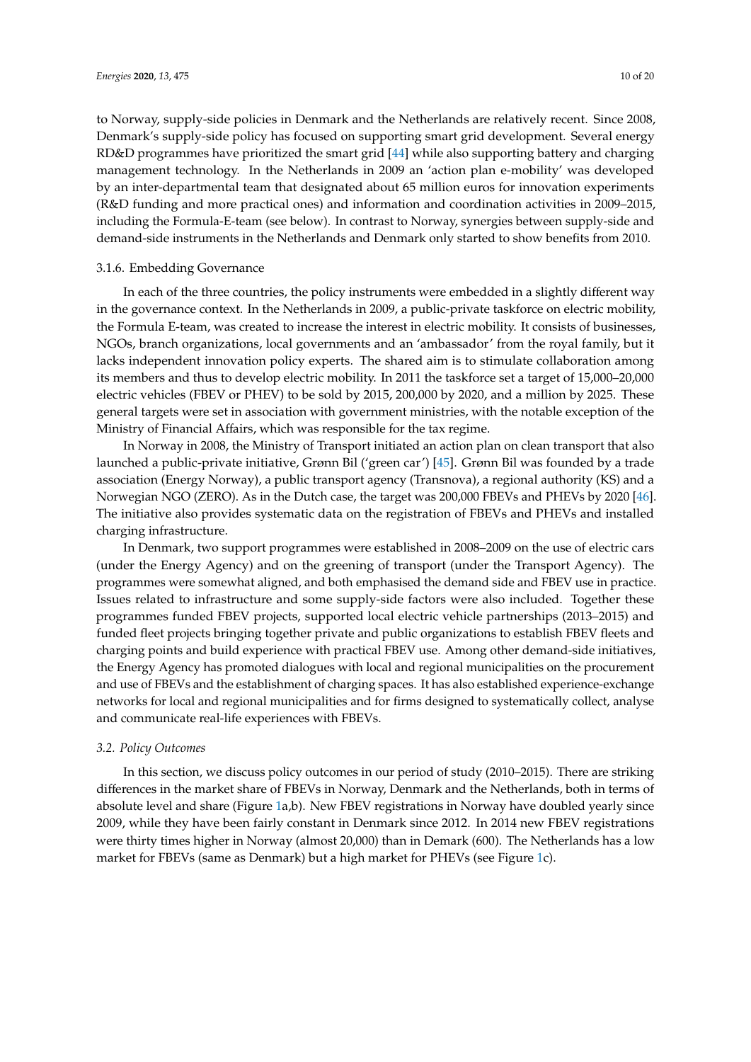to Norway, supply-side policies in Denmark and the Netherlands are relatively recent. Since 2008, Denmark's supply-side policy has focused on supporting smart grid development. Several energy RD&D programmes have prioritized the smart grid [44] while also supporting battery and charging management technology. In the Netherlands in 2009 an 'action plan e-mobility' was developed by an inter-departmental team that designated about 65 million euros for innovation experiments (R&D funding and more practical ones) and information and coordination activities in 2009–2015, including the Formula-E-team (see below). In contrast to Norway, synergies between supply-side and demand-side instruments in the Netherlands and Denmark only started to show benefits from 2010.

#### 3.1.6. Embedding Governance

In each of the three countries, the policy instruments were embedded in a slightly different way in the governance context. In the Netherlands in 2009, a public-private taskforce on electric mobility, the Formula E-team, was created to increase the interest in electric mobility. It consists of businesses, NGOs, branch organizations, local governments and an 'ambassador' from the royal family, but it lacks independent innovation policy experts. The shared aim is to stimulate collaboration among its members and thus to develop electric mobility. In 2011 the taskforce set a target of 15,000–20,000 electric vehicles (FBEV or PHEV) to be sold by 2015, 200,000 by 2020, and a million by 2025. These general targets were set in association with government ministries, with the notable exception of the Ministry of Financial Affairs, which was responsible for the tax regime.

In Norway in 2008, the Ministry of Transport initiated an action plan on clean transport that also launched a public-private initiative, Grønn Bil ('green car') [45]. Grønn Bil was founded by a trade association (Energy Norway), a public transport agency (Transnova), a regional authority (KS) and a Norwegian NGO (ZERO). As in the Dutch case, the target was 200,000 FBEVs and PHEVs by 2020 [46]. The initiative also provides systematic data on the registration of FBEVs and PHEVs and installed charging infrastructure.

In Denmark, two support programmes were established in 2008–2009 on the use of electric cars (under the Energy Agency) and on the greening of transport (under the Transport Agency). The programmes were somewhat aligned, and both emphasised the demand side and FBEV use in practice. Issues related to infrastructure and some supply-side factors were also included. Together these programmes funded FBEV projects, supported local electric vehicle partnerships (2013–2015) and funded fleet projects bringing together private and public organizations to establish FBEV fleets and charging points and build experience with practical FBEV use. Among other demand-side initiatives, the Energy Agency has promoted dialogues with local and regional municipalities on the procurement and use of FBEVs and the establishment of charging spaces. It has also established experience-exchange networks for local and regional municipalities and for firms designed to systematically collect, analyse and communicate real-life experiences with FBEVs.

### *3.2. Policy Outcomes*

In this section, we discuss policy outcomes in our period of study (2010–2015). There are striking differences in the market share of FBEVs in Norway, Denmark and the Netherlands, both in terms of absolute level and share (Figure 1a,b). New FBEV registrations in Norway have doubled yearly since 2009, while they have been fairly constant in Denmark since 2012. In 2014 new FBEV registrations were thirty times higher in Norway (almost 20,000) than in Demark (600). The Netherlands has a low market for FBEVs (same as Denmark) but a high market for PHEVs (see Figure 1c).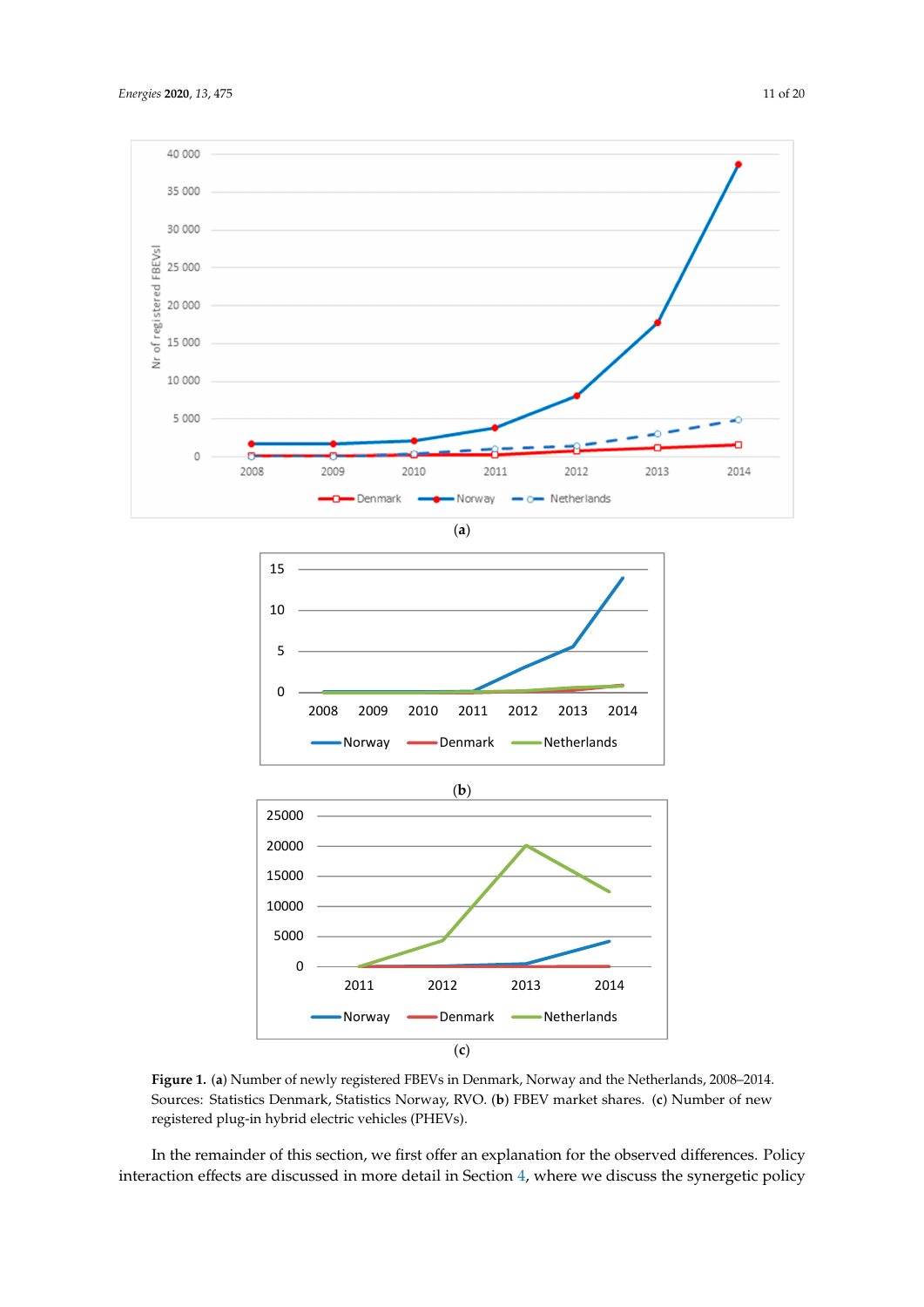**Figure 1.** (**a**) Number of newly registered FBEVs in Denmark, Norway and the Netherlands, 2008–2014. Sources: Statistics Denmark, Statistics Norway, RVO. (**b**) FBEV market shares. (**c**) Number of new registered plug-in hybrid electric vehicles (PHEVs).

In the remainder of this section, we first offer an explanation for the observed differences. Policy interaction effects are discussed in more detail in Section 4, where we discuss the synergetic policy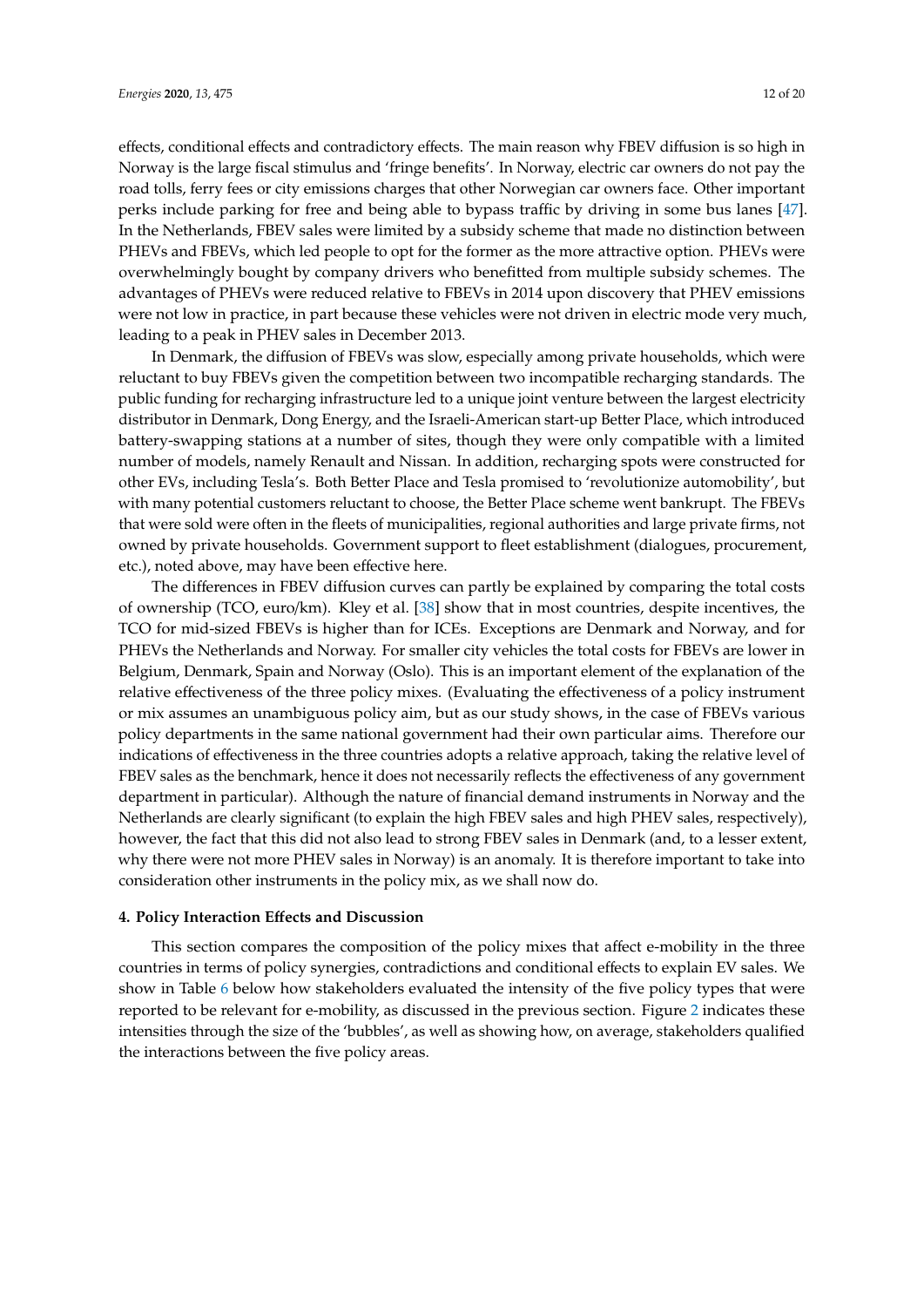effects, conditional effects and contradictory effects. The main reason why FBEV diffusion is so high in Norway is the large fiscal stimulus and 'fringe benefits'. In Norway, electric car owners do not pay the road tolls, ferry fees or city emissions charges that other Norwegian car owners face. Other important perks include parking for free and being able to bypass traffic by driving in some bus lanes [47]. In the Netherlands, FBEV sales were limited by a subsidy scheme that made no distinction between PHEVs and FBEVs, which led people to opt for the former as the more attractive option. PHEVs were overwhelmingly bought by company drivers who benefitted from multiple subsidy schemes. The advantages of PHEVs were reduced relative to FBEVs in 2014 upon discovery that PHEV emissions were not low in practice, in part because these vehicles were not driven in electric mode very much, leading to a peak in PHEV sales in December 2013.

In Denmark, the diffusion of FBEVs was slow, especially among private households, which were reluctant to buy FBEVs given the competition between two incompatible recharging standards. The public funding for recharging infrastructure led to a unique joint venture between the largest electricity distributor in Denmark, Dong Energy, and the Israeli-American start-up Better Place, which introduced battery-swapping stations at a number of sites, though they were only compatible with a limited number of models, namely Renault and Nissan. In addition, recharging spots were constructed for other EVs, including Tesla's. Both Better Place and Tesla promised to 'revolutionize automobility', but with many potential customers reluctant to choose, the Better Place scheme went bankrupt. The FBEVs that were sold were often in the fleets of municipalities, regional authorities and large private firms, not owned by private households. Government support to fleet establishment (dialogues, procurement, etc.), noted above, may have been effective here.

The differences in FBEV diffusion curves can partly be explained by comparing the total costs of ownership (TCO, euro/km). Kley et al. [38] show that in most countries, despite incentives, the TCO for mid-sized FBEVs is higher than for ICEs. Exceptions are Denmark and Norway, and for PHEVs the Netherlands and Norway. For smaller city vehicles the total costs for FBEVs are lower in Belgium, Denmark, Spain and Norway (Oslo). This is an important element of the explanation of the relative effectiveness of the three policy mixes. (Evaluating the effectiveness of a policy instrument or mix assumes an unambiguous policy aim, but as our study shows, in the case of FBEVs various policy departments in the same national government had their own particular aims. Therefore our indications of effectiveness in the three countries adopts a relative approach, taking the relative level of FBEV sales as the benchmark, hence it does not necessarily reflects the effectiveness of any government department in particular). Although the nature of financial demand instruments in Norway and the Netherlands are clearly significant (to explain the high FBEV sales and high PHEV sales, respectively), however, the fact that this did not also lead to strong FBEV sales in Denmark (and, to a lesser extent, why there were not more PHEV sales in Norway) is an anomaly. It is therefore important to take into consideration other instruments in the policy mix, as we shall now do.

## 4. Policy Interaction Effects and Discussion

This section compares the composition of the policy mixes that affect e-mobility in the three countries in terms of policy synergies, contradictions and conditional effects to explain EV sales. We show in Table 6 below how stakeholders evaluated the intensity of the five policy types that were reported to be relevant for e-mobility, as discussed in the previous section. Figure 2 indicates these intensities through the size of the 'bubbles', as well as showing how, on average, stakeholders qualified the interactions between the five policy areas.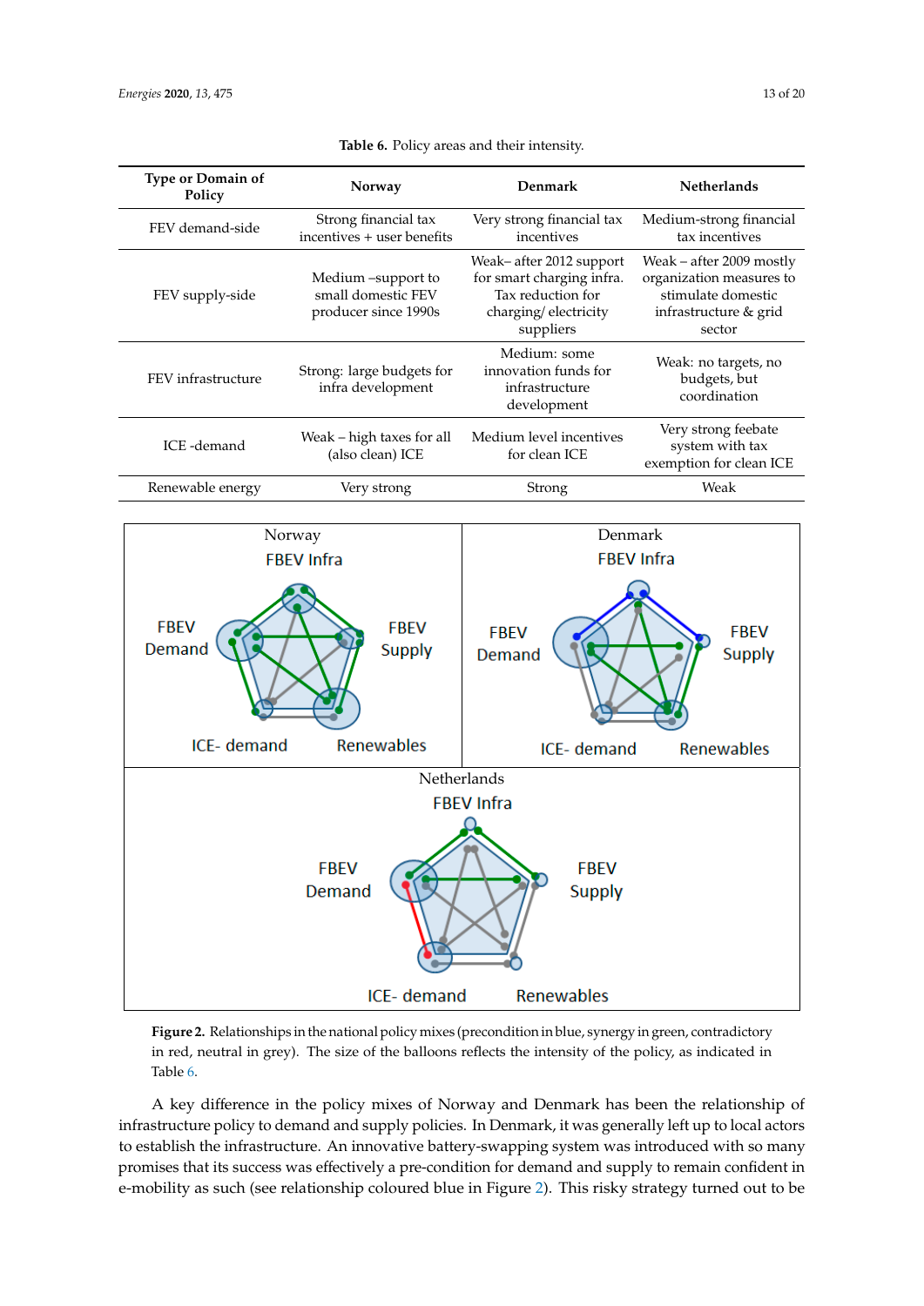**Table 6.** Policy areas and their intensity.

| Type or Domain of Policy | Norway | Denmark | Netherlands |
|---|---|---|---|
| FEV demand-side | Strong financial tax incentives + user benefits | Very strong financial tax incentives | Medium-strong financial tax incentives |
| FEV supply-side | Medium –support to small domestic FEV producer since 1990s | Weak– after 2012 support for smart charging infra. Tax reduction for charging/ electricity suppliers | Weak – after 2009 mostly organization measures to stimulate domestic infrastructure & grid sector |
| FEV infrastructure | Strong: large budgets for infra development | Medium: some innovation funds for infrastructure development | Weak: no targets, no budgets, but coordination |
| ICE -demand | Weak – high taxes for all (also clean) ICE | Medium level incentives for clean ICE | Very strong feebate system with tax exemption for clean ICE |
| Renewable energy | Very strong | Strong | Weak |

**Figure 2.** Relationships in the national policy mixes (precondition in blue, synergy in green, contradictory in red, neutral in grey). The size of the balloons reflects the intensity of the policy, as indicated in Table 6.

A key difference in the policy mixes of Norway and Denmark has been the relationship of infrastructure policy to demand and supply policies. In Denmark, it was generally left up to local actors to establish the infrastructure. An innovative battery-swapping system was introduced with so many promises that its success was effectively a pre-condition for demand and supply to remain confident in e-mobility as such (see relationship coloured blue in Figure 2). This risky strategy turned out to be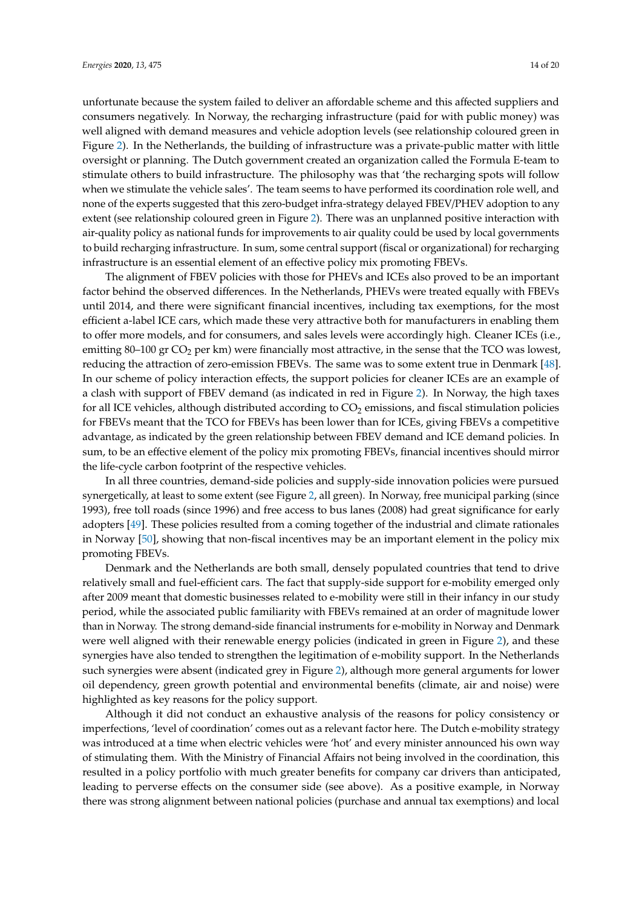unfortunate because the system failed to deliver an affordable scheme and this affected suppliers and consumers negatively. In Norway, the recharging infrastructure (paid for with public money) was well aligned with demand measures and vehicle adoption levels (see relationship coloured green in Figure 2). In the Netherlands, the building of infrastructure was a private-public matter with little oversight or planning. The Dutch government created an organization called the Formula E-team to stimulate others to build infrastructure. The philosophy was that 'the recharging spots will follow when we stimulate the vehicle sales'. The team seems to have performed its coordination role well, and none of the experts suggested that this zero-budget infra-strategy delayed FBEV/PHEV adoption to any extent (see relationship coloured green in Figure 2). There was an unplanned positive interaction with air-quality policy as national funds for improvements to air quality could be used by local governments to build recharging infrastructure. In sum, some central support (fiscal or organizational) for recharging infrastructure is an essential element of an effective policy mix promoting FBEVs.

The alignment of FBEV policies with those for PHEVs and ICEs also proved to be an important factor behind the observed differences. In the Netherlands, PHEVs were treated equally with FBEVs until 2014, and there were significant financial incentives, including tax exemptions, for the most efficient a-label ICE cars, which made these very attractive both for manufacturers in enabling them to offer more models, and for consumers, and sales levels were accordingly high. Cleaner ICEs (i.e., emitting 80–100 gr $CO_2$ per km) were financially most attractive, in the sense that the TCO was lowest, reducing the attraction of zero-emission FBEVs. The same was to some extent true in Denmark [48]. In our scheme of policy interaction effects, the support policies for cleaner ICEs are an example of a clash with support of FBEV demand (as indicated in red in Figure 2). In Norway, the high taxes for all ICE vehicles, although distributed according to $CO_2$ emissions, and fiscal stimulation policies for FBEVs meant that the TCO for FBEVs has been lower than for ICEs, giving FBEVs a competitive advantage, as indicated by the green relationship between FBEV demand and ICE demand policies. In sum, to be an effective element of the policy mix promoting FBEVs, financial incentives should mirror the life-cycle carbon footprint of the respective vehicles.

In all three countries, demand-side policies and supply-side innovation policies were pursued synergetically, at least to some extent (see Figure 2, all green). In Norway, free municipal parking (since 1993), free toll roads (since 1996) and free access to bus lanes (2008) had great significance for early adopters [49]. These policies resulted from a coming together of the industrial and climate rationales in Norway [50], showing that non-fiscal incentives may be an important element in the policy mix promoting FBEVs.

Denmark and the Netherlands are both small, densely populated countries that tend to drive relatively small and fuel-efficient cars. The fact that supply-side support for e-mobility emerged only after 2009 meant that domestic businesses related to e-mobility were still in their infancy in our study period, while the associated public familiarity with FBEVs remained at an order of magnitude lower than in Norway. The strong demand-side financial instruments for e-mobility in Norway and Denmark were well aligned with their renewable energy policies (indicated in green in Figure 2), and these synergies have also tended to strengthen the legitimation of e-mobility support. In the Netherlands such synergies were absent (indicated grey in Figure 2), although more general arguments for lower oil dependency, green growth potential and environmental benefits (climate, air and noise) were highlighted as key reasons for the policy support.

Although it did not conduct an exhaustive analysis of the reasons for policy consistency or imperfections, 'level of coordination' comes out as a relevant factor here. The Dutch e-mobility strategy was introduced at a time when electric vehicles were 'hot' and every minister announced his own way of stimulating them. With the Ministry of Financial Affairs not being involved in the coordination, this resulted in a policy portfolio with much greater benefits for company car drivers than anticipated, leading to perverse effects on the consumer side (see above). As a positive example, in Norway there was strong alignment between national policies (purchase and annual tax exemptions) and local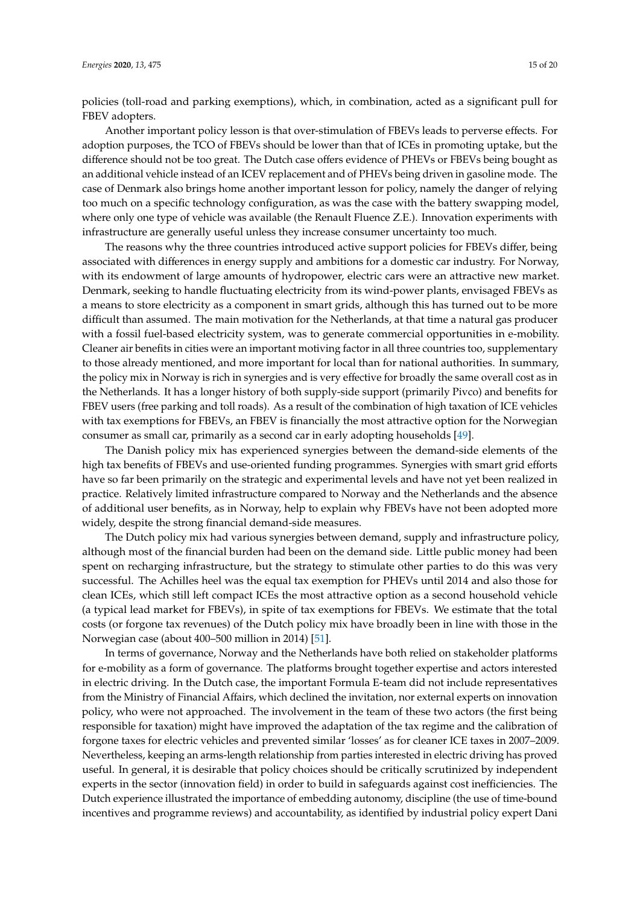policies (toll-road and parking exemptions), which, in combination, acted as a significant pull for FBEV adopters.

Another important policy lesson is that over-stimulation of FBEVs leads to perverse effects. For adoption purposes, the TCO of FBEVs should be lower than that of ICEs in promoting uptake, but the difference should not be too great. The Dutch case offers evidence of PHEVs or FBEVs being bought as an additional vehicle instead of an ICEV replacement and of PHEVs being driven in gasoline mode. The case of Denmark also brings home another important lesson for policy, namely the danger of relying too much on a specific technology configuration, as was the case with the battery swapping model, where only one type of vehicle was available (the Renault Fluence Z.E.). Innovation experiments with infrastructure are generally useful unless they increase consumer uncertainty too much.

The reasons why the three countries introduced active support policies for FBEVs differ, being associated with differences in energy supply and ambitions for a domestic car industry. For Norway, with its endowment of large amounts of hydropower, electric cars were an attractive new market. Denmark, seeking to handle fluctuating electricity from its wind-power plants, envisaged FBEVs as a means to store electricity as a component in smart grids, although this has turned out to be more difficult than assumed. The main motivation for the Netherlands, at that time a natural gas producer with a fossil fuel-based electricity system, was to generate commercial opportunities in e-mobility. Cleaner air benefits in cities were an important motiving factor in all three countries too, supplementary to those already mentioned, and more important for local than for national authorities. In summary, the policy mix in Norway is rich in synergies and is very effective for broadly the same overall cost as in the Netherlands. It has a longer history of both supply-side support (primarily Pivco) and benefits for FBEV users (free parking and toll roads). As a result of the combination of high taxation of ICE vehicles with tax exemptions for FBEVs, an FBEV is financially the most attractive option for the Norwegian consumer as small car, primarily as a second car in early adopting households [49].

The Danish policy mix has experienced synergies between the demand-side elements of the high tax benefits of FBEVs and use-oriented funding programmes. Synergies with smart grid efforts have so far been primarily on the strategic and experimental levels and have not yet been realized in practice. Relatively limited infrastructure compared to Norway and the Netherlands and the absence of additional user benefits, as in Norway, help to explain why FBEVs have not been adopted more widely, despite the strong financial demand-side measures.

The Dutch policy mix had various synergies between demand, supply and infrastructure policy, although most of the financial burden had been on the demand side. Little public money had been spent on recharging infrastructure, but the strategy to stimulate other parties to do this was very successful. The Achilles heel was the equal tax exemption for PHEVs until 2014 and also those for clean ICEs, which still left compact ICEs the most attractive option as a second household vehicle (a typical lead market for FBEVs), in spite of tax exemptions for FBEVs. We estimate that the total costs (or forgone tax revenues) of the Dutch policy mix have broadly been in line with those in the Norwegian case (about 400–500 million in 2014) [51].

In terms of governance, Norway and the Netherlands have both relied on stakeholder platforms for e-mobility as a form of governance. The platforms brought together expertise and actors interested in electric driving. In the Dutch case, the important Formula E-team did not include representatives from the Ministry of Financial Affairs, which declined the invitation, nor external experts on innovation policy, who were not approached. The involvement in the team of these two actors (the first being responsible for taxation) might have improved the adaptation of the tax regime and the calibration of forgone taxes for electric vehicles and prevented similar 'losses' as for cleaner ICE taxes in 2007–2009. Nevertheless, keeping an arms-length relationship from parties interested in electric driving has proved useful. In general, it is desirable that policy choices should be critically scrutinized by independent experts in the sector (innovation field) in order to build in safeguards against cost inefficiencies. The Dutch experience illustrated the importance of embedding autonomy, discipline (the use of time-bound incentives and programme reviews) and accountability, as identified by industrial policy expert Dani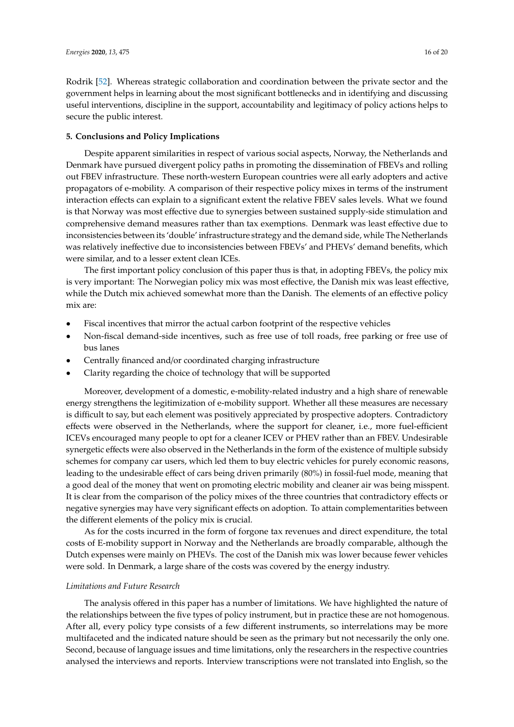Rodrik [52]. Whereas strategic collaboration and coordination between the private sector and the government helps in learning about the most significant bottlenecks and in identifying and discussing useful interventions, discipline in the support, accountability and legitimacy of policy actions helps to secure the public interest.

## 5. Conclusions and Policy Implications

Despite apparent similarities in respect of various social aspects, Norway, the Netherlands and Denmark have pursued divergent policy paths in promoting the dissemination of FBEVs and rolling out FBEV infrastructure. These north-western European countries were all early adopters and active propagators of e-mobility. A comparison of their respective policy mixes in terms of the instrument interaction effects can explain to a significant extent the relative FBEV sales levels. What we found is that Norway was most effective due to synergies between sustained supply-side stimulation and comprehensive demand measures rather than tax exemptions. Denmark was least effective due to inconsistencies between its 'double' infrastructure strategy and the demand side, while The Netherlands was relatively ineffective due to inconsistencies between FBEVs' and PHEVs' demand benefits, which were similar, and to a lesser extent clean ICEs.

The first important policy conclusion of this paper thus is that, in adopting FBEVs, the policy mix is very important: The Norwegian policy mix was most effective, the Danish mix was least effective, while the Dutch mix achieved somewhat more than the Danish. The elements of an effective policy mix are:

- Fiscal incentives that mirror the actual carbon footprint of the respective vehicles
- Non-fiscal demand-side incentives, such as free use of toll roads, free parking or free use of bus lanes
- Centrally financed and/or coordinated charging infrastructure
- Clarity regarding the choice of technology that will be supported

Moreover, development of a domestic, e-mobility-related industry and a high share of renewable energy strengthens the legitimization of e-mobility support. Whether all these measures are necessary is difficult to say, but each element was positively appreciated by prospective adopters. Contradictory effects were observed in the Netherlands, where the support for cleaner, i.e., more fuel-efficient ICEVs encouraged many people to opt for a cleaner ICEV or PHEV rather than an FBEV. Undesirable synergetic effects were also observed in the Netherlands in the form of the existence of multiple subsidy schemes for company car users, which led them to buy electric vehicles for purely economic reasons, leading to the undesirable effect of cars being driven primarily (80%) in fossil-fuel mode, meaning that a good deal of the money that went on promoting electric mobility and cleaner air was being misspent. It is clear from the comparison of the policy mixes of the three countries that contradictory effects or negative synergies may have very significant effects on adoption. To attain complementarities between the different elements of the policy mix is crucial.

As for the costs incurred in the form of forgone tax revenues and direct expenditure, the total costs of E-mobility support in Norway and the Netherlands are broadly comparable, although the Dutch expenses were mainly on PHEVs. The cost of the Danish mix was lower because fewer vehicles were sold. In Denmark, a large share of the costs was covered by the energy industry.

### *Limitations and Future Research*

The analysis offered in this paper has a number of limitations. We have highlighted the nature of the relationships between the five types of policy instrument, but in practice these are not homogenous. After all, every policy type consists of a few different instruments, so interrelations may be more multifaceted and the indicated nature should be seen as the primary but not necessarily the only one. Second, because of language issues and time limitations, only the researchers in the respective countries analysed the interviews and reports. Interview transcriptions were not translated into English, so the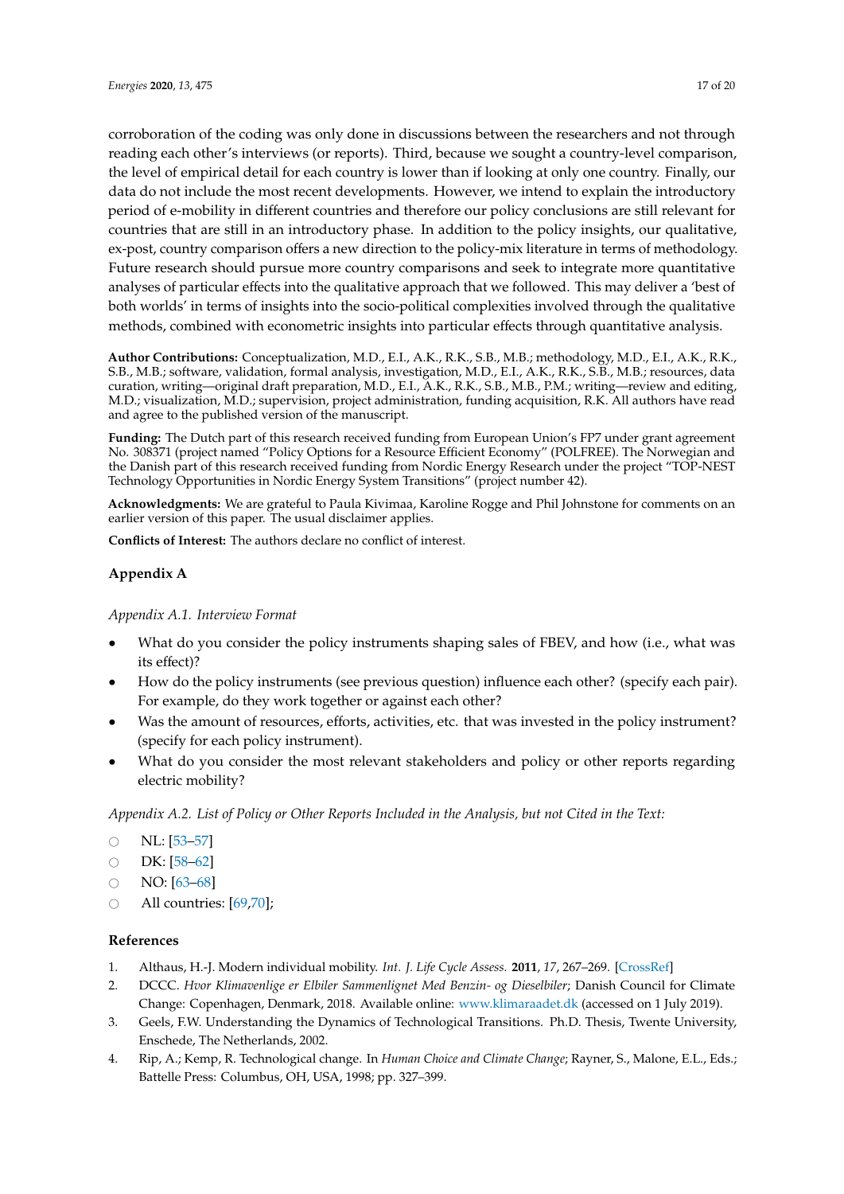corroboration of the coding was only done in discussions between the researchers and not through reading each other's interviews (or reports). Third, because we sought a country-level comparison, the level of empirical detail for each country is lower than if looking at only one country. Finally, our data do not include the most recent developments. However, we intend to explain the introductory period of e-mobility in different countries and therefore our policy conclusions are still relevant for countries that are still in an introductory phase. In addition to the policy insights, our qualitative, ex-post, country comparison offers a new direction to the policy-mix literature in terms of methodology. Future research should pursue more country comparisons and seek to integrate more quantitative analyses of particular effects into the qualitative approach that we followed. This may deliver a 'best of both worlds' in terms of insights into the socio-political complexities involved through the qualitative methods, combined with econometric insights into particular effects through quantitative analysis.

**Author Contributions:** Conceptualization, M.D., E.I., A.K., R.K., S.B., M.B.; methodology, M.D., E.I., A.K., R.K., S.B., M.B.; software, validation, formal analysis, investigation, M.D., E.I., A.K., R.K., S.B., M.B.; resources, data curation, writing—original draft preparation, M.D., E.I., A.K., R.K., S.B., M.B., P.M.; writing—review and editing, M.D.; visualization, M.D.; supervision, project administration, funding acquisition, R.K. All authors have read and agree to the published version of the manuscript.

**Funding:** The Dutch part of this research received funding from European Union's FP7 under grant agreement No. 308371 (project named "Policy Options for a Resource Efficient Economy" (POLFREE). The Norwegian and the Danish part of this research received funding from Nordic Energy Research under the project "TOP-NEST Technology Opportunities in Nordic Energy System Transitions" (project number 42).

**Acknowledgments:** We are grateful to Paula Kivimaa, Karoline Rogge and Phil Johnstone for comments on an earlier version of this paper. The usual disclaimer applies.

**Conflicts of Interest:** The authors declare no conflict of interest.

## Appendix A

*Appendix A.1. Interview Format*

- What do you consider the policy instruments shaping sales of FBEV, and how (i.e., what was its effect)?
- How do the policy instruments (see previous question) influence each other? (specify each pair). For example, do they work together or against each other?
- Was the amount of resources, efforts, activities, etc. that was invested in the policy instrument? (specify for each policy instrument).
- What do you consider the most relevant stakeholders and policy or other reports regarding electric mobility?

*Appendix A.2. List of Policy or Other Reports Included in the Analysis, but not Cited in the Text:*

- NL: [53–57]
- DK: [58–62]
- NO: [63–68]
- All countries: [69,70];

## References

1. Althaus, H.-J. Modern individual mobility. *Int. J. Life Cycle Assess.* **2011**, *17*, 267–269. [CrossRef]
2. DCCC. *Hvor Klimavenlige er Elbiler Sammenlignet Med Benzin- og Dieselbiler*; Danish Council for Climate Change: Copenhagen, Denmark, 2018. Available online: www.klimaraadet.dk (accessed on 1 July 2019).
3. Geels, F.W. Understanding the Dynamics of Technological Transitions. Ph.D. Thesis, Twente University, Enschede, The Netherlands, 2002.
4. Rip, A.; Kemp, R. Technological change. In *Human Choice and Climate Change*; Rayner, S., Malone, E.L., Eds.; Battelle Press: Columbus, OH, USA, 1998; pp. 327–399.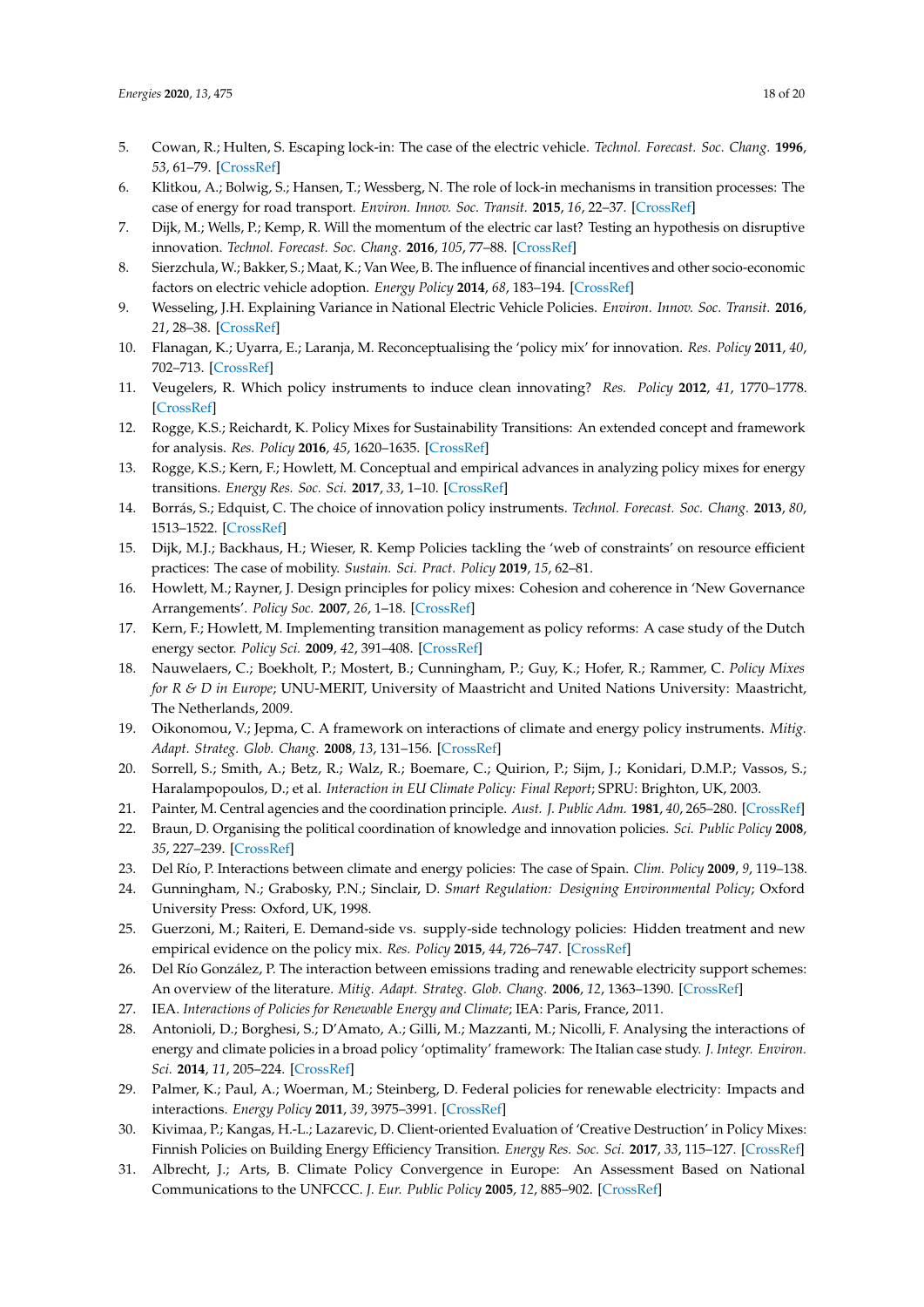5. Cowan, R.; Hulten, S. Escaping lock-in: The case of the electric vehicle. *Technol. Forecast. Soc. Chang.* **1996**, *53*, 61–79. [CrossRef]
6. Klitkou, A.; Bolwig, S.; Hansen, T.; Wessberg, N. The role of lock-in mechanisms in transition processes: The case of energy for road transport. *Environ. Innov. Soc. Transit.* **2015**, *16*, 22–37. [CrossRef]
7. Dijk, M.; Wells, P.; Kemp, R. Will the momentum of the electric car last? Testing an hypothesis on disruptive innovation. *Technol. Forecast. Soc. Chang.* **2016**, *105*, 77–88. [CrossRef]
8. Sierzchula, W.; Bakker, S.; Maat, K.; Van Wee, B. The influence of financial incentives and other socio-economic factors on electric vehicle adoption. *Energy Policy* **2014**, *68*, 183–194. [CrossRef]
9. Wesseling, J.H. Explaining Variance in National Electric Vehicle Policies. *Environ. Innov. Soc. Transit.* **2016**, *21*, 28–38. [CrossRef]
10. Flanagan, K.; Uyarra, E.; Laranja, M. Reconceptualising the 'policy mix' for innovation. *Res. Policy* **2011**, *40*, 702–713. [CrossRef]
11. Veugelers, R. Which policy instruments to induce clean innovating? *Res. Policy* **2012**, *41*, 1770–1778. [CrossRef]
12. Rogge, K.S.; Reichardt, K. Policy Mixes for Sustainability Transitions: An extended concept and framework for analysis. *Res. Policy* **2016**, *45*, 1620–1635. [CrossRef]
13. Rogge, K.S.; Kern, F.; Howlett, M. Conceptual and empirical advances in analyzing policy mixes for energy transitions. *Energy Res. Soc. Sci.* **2017**, *33*, 1–10. [CrossRef]
14. Borrás, S.; Edquist, C. The choice of innovation policy instruments. *Technol. Forecast. Soc. Chang.* **2013**, *80*, 1513–1522. [CrossRef]
15. Dijk, M.J.; Backhaus, H.; Wieser, R. Kemp Policies tackling the 'web of constraints' on resource efficient practices: The case of mobility. *Sustain. Sci. Pract. Policy* **2019**, *15*, 62–81.
16. Howlett, M.; Rayner, J. Design principles for policy mixes: Cohesion and coherence in 'New Governance Arrangements'. *Policy Soc.* **2007**, *26*, 1–18. [CrossRef]
17. Kern, F.; Howlett, M. Implementing transition management as policy reforms: A case study of the Dutch energy sector. *Policy Sci.* **2009**, *42*, 391–408. [CrossRef]
18. Nauwelaers, C.; Boekholt, P.; Mostert, B.; Cunningham, P.; Guy, K.; Hofer, R.; Rammer, C. *Policy Mixes for R & D in Europe*; UNU-MERIT, University of Maastricht and United Nations University: Maastricht, The Netherlands, 2009.
19. Oikonomou, V.; Jepma, C. A framework on interactions of climate and energy policy instruments. *Mitig. Adapt. Strateg. Glob. Chang.* **2008**, *13*, 131–156. [CrossRef]
20. Sorrell, S.; Smith, A.; Betz, R.; Walz, R.; Boemare, C.; Quirion, P.; Sijm, J.; Konidari, D.M.P.; Vassos, S.; Haralampopoulos, D.; et al. *Interaction in EU Climate Policy: Final Report*; SPRU: Brighton, UK, 2003.
21. Painter, M. Central agencies and the coordination principle. *Aust. J. Public Adm.* **1981**, *40*, 265–280. [CrossRef]
22. Braun, D. Organising the political coordination of knowledge and innovation policies. *Sci. Public Policy* **2008**, *35*, 227–239. [CrossRef]
23. Del Río, P. Interactions between climate and energy policies: The case of Spain. *Clim. Policy* **2009**, *9*, 119–138.
24. Gunningham, N.; Grabosky, P.N.; Sinclair, D. *Smart Regulation: Designing Environmental Policy*; Oxford University Press: Oxford, UK, 1998.
25. Guerzoni, M.; Raiteri, E. Demand-side vs. supply-side technology policies: Hidden treatment and new empirical evidence on the policy mix. *Res. Policy* **2015**, *44*, 726–747. [CrossRef]
26. Del Río González, P. The interaction between emissions trading and renewable electricity support schemes: An overview of the literature. *Mitig. Adapt. Strateg. Glob. Chang.* **2006**, *12*, 1363–1390. [CrossRef]
27. IEA. *Interactions of Policies for Renewable Energy and Climate*; IEA: Paris, France, 2011.
28. Antonioli, D.; Borghesi, S.; D'Amato, A.; Gilli, M.; Mazzanti, M.; Nicolli, F. Analysing the interactions of energy and climate policies in a broad policy 'optimality' framework: The Italian case study. *J. Integr. Environ. Sci.* **2014**, *11*, 205–224. [CrossRef]
29. Palmer, K.; Paul, A.; Woerman, M.; Steinberg, D. Federal policies for renewable electricity: Impacts and interactions. *Energy Policy* **2011**, *39*, 3975–3991. [CrossRef]
30. Kivimaa, P.; Kangas, H.-L.; Lazarevic, D. Client-oriented Evaluation of 'Creative Destruction' in Policy Mixes: Finnish Policies on Building Energy Efficiency Transition. *Energy Res. Soc. Sci.* **2017**, *33*, 115–127. [CrossRef]
31. Albrecht, J.; Arts, B. Climate Policy Convergence in Europe: An Assessment Based on National Communications to the UNFCCC. *J. Eur. Public Policy* **2005**, *12*, 885–902. [CrossRef]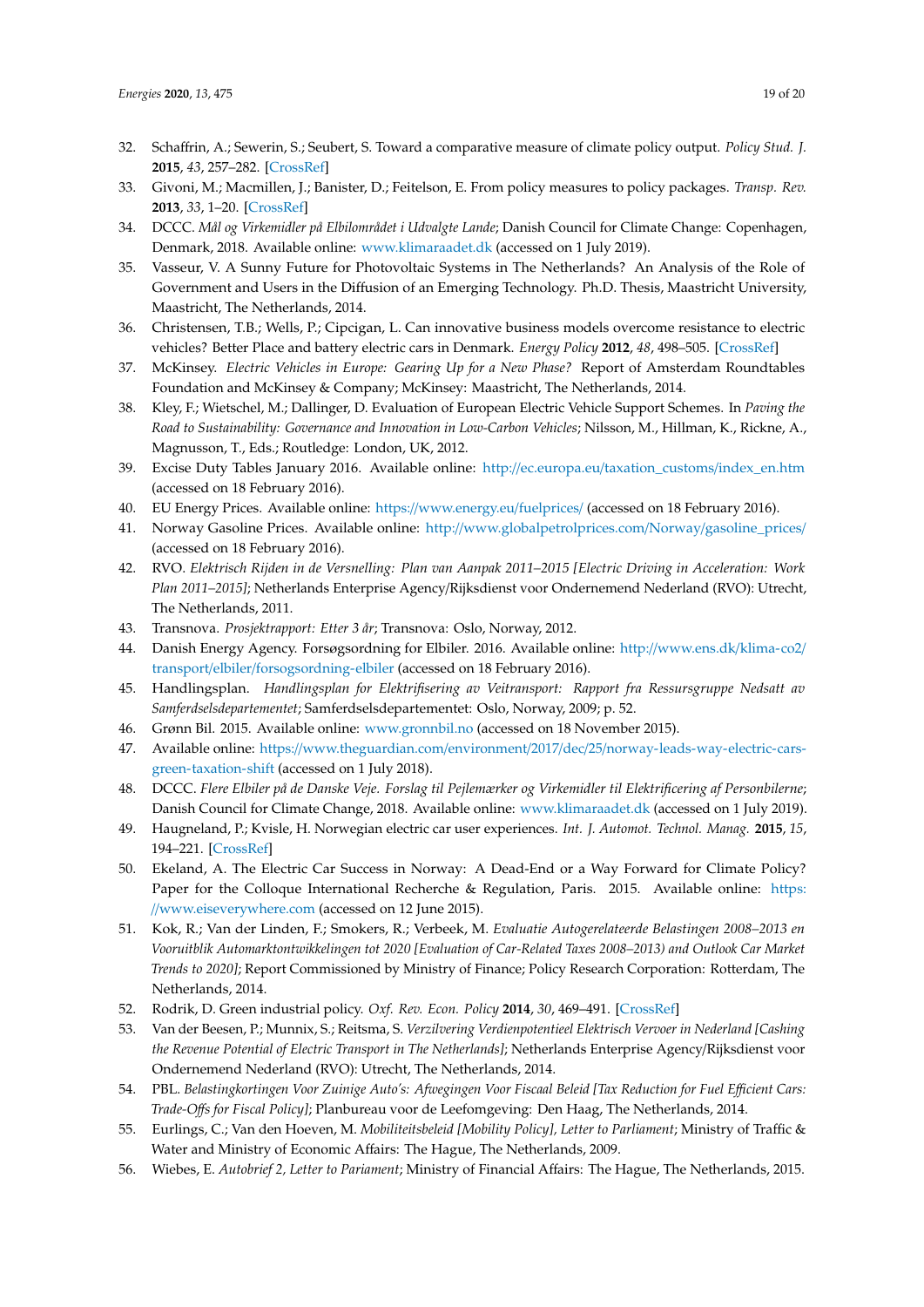32. Schaffrin, A.; Sewerin, S.; Seubert, S. Toward a comparative measure of climate policy output. *Policy Stud. J.* **2015**, *43*, 257–282. [CrossRef]
33. Givoni, M.; Macmillen, J.; Banister, D.; Feitelson, E. From policy measures to policy packages. *Transp. Rev.* **2013**, *33*, 1–20. [CrossRef]
34. DCCC. *Mål og Virkemidler på Elbilområdet i Udvalgte Lande*; Danish Council for Climate Change: Copenhagen, Denmark, 2018. Available online: www.klimaraadet.dk (accessed on 1 July 2019).
35. Vasseur, V. A Sunny Future for Photovoltaic Systems in The Netherlands? An Analysis of the Role of Government and Users in the Diffusion of an Emerging Technology. Ph.D. Thesis, Maastricht University, Maastricht, The Netherlands, 2014.
36. Christensen, T.B.; Wells, P.; Cipcigan, L. Can innovative business models overcome resistance to electric vehicles? Better Place and battery electric cars in Denmark. *Energy Policy* **2012**, *48*, 498–505. [CrossRef]
37. McKinsey. *Electric Vehicles in Europe: Gearing Up for a New Phase?* Report of Amsterdam Roundtables Foundation and McKinsey & Company; McKinsey: Maastricht, The Netherlands, 2014.
38. Kley, F.; Wietschel, M.; Dallinger, D. Evaluation of European Electric Vehicle Support Schemes. In *Paving the Road to Sustainability: Governance and Innovation in Low-Carbon Vehicles*; Nilsson, M., Hillman, K., Rickne, A., Magnusson, T., Eds.; Routledge: London, UK, 2012.
39. Excise Duty Tables January 2016. Available online: http://ec.europa.eu/taxation_customs/index_en.htm (accessed on 18 February 2016).
40. EU Energy Prices. Available online: https://www.energy.eu/fuelprices/ (accessed on 18 February 2016).
41. Norway Gasoline Prices. Available online: http://www.globalpetrolprices.com/Norway/gasoline_prices/ (accessed on 18 February 2016).
42. RVO. *Elektrisch Rijden in de Versnelling: Plan van Aanpak 2011–2015 [Electric Driving in Acceleration: Work Plan 2011–2015]*; Netherlands Enterprise Agency/Rijksdienst voor Ondernemend Nederland (RVO): Utrecht, The Netherlands, 2011.
43. Transnova. *Prosjektrapport: Etter 3 år*; Transnova: Oslo, Norway, 2012.
44. Danish Energy Agency. Forsøgsordning for Elbiler. 2016. Available online: http://www.ens.dk/klima-co2/transport/elbiler/forsogsordning-elbiler (accessed on 18 February 2016).
45. Handlingsplan. *Handlingsplan for Elektrifisering av Veitransport: Rapport fra Ressursgruppe Nedsatt av Samferdselsdepartementet*; Samferdselsdepartementet: Oslo, Norway, 2009; p. 52.
46. Grønn Bil. 2015. Available online: www.gronnbil.no (accessed on 18 November 2015).
47. Available online: https://www.theguardian.com/environment/2017/dec/25/norway-leads-way-electric-cars-green-taxation-shift (accessed on 1 July 2018).
48. DCCC. *Flere Elbiler på de Danske Veje. Forslag til Pejlemærker og Virkemidler til Elektrificering af Personbilerne*; Danish Council for Climate Change, 2018. Available online: www.klimaraadet.dk (accessed on 1 July 2019).
49. Haugneland, P.; Kvisle, H. Norwegian electric car user experiences. *Int. J. Automot. Technol. Manag.* **2015**, *15*, 194–221. [CrossRef]
50. Ekeland, A. The Electric Car Success in Norway: A Dead-End or a Way Forward for Climate Policy? Paper for the Colloque International Recherche & Regulation, Paris. 2015. Available online: https://www.eiseverywhere.com (accessed on 12 June 2015).
51. Kok, R.; Van der Linden, F.; Smokers, R.; Verbeek, M. *Evaluatie Autogerelateerde Belastingen 2008–2013 en Vooruitblik Automarktontwikkelingen tot 2020 [Evaluation of Car-Related Taxes 2008–2013) and Outlook Car Market Trends to 2020]*; Report Commissioned by Ministry of Finance; Policy Research Corporation: Rotterdam, The Netherlands, 2014.
52. Rodrik, D. Green industrial policy. *Oxf. Rev. Econ. Policy* **2014**, *30*, 469–491. [CrossRef]
53. Van der Beesen, P.; Munnix, S.; Reitsma, S. *Verzilvering Verdienpotentieel Elektrisch Vervoer in Nederland [Cashing the Revenue Potential of Electric Transport in The Netherlands]*; Netherlands Enterprise Agency/Rijksdienst voor Ondernemend Nederland (RVO): Utrecht, The Netherlands, 2014.
54. PBL. *Belastingkortingen Voor Zuinige Auto's: Afwegingen Voor Fiscaal Beleid [Tax Reduction for Fuel Efficient Cars: Trade-Offs for Fiscal Policy]*; Planbureau voor de Leefomgeving: Den Haag, The Netherlands, 2014.
55. Eurlings, C.; Van den Hoeven, M. *Mobiliteitsbeleid [Mobility Policy], Letter to Parliament*; Ministry of Traffic & Water and Ministry of Economic Affairs: The Hague, The Netherlands, 2009.
56. Wiebes, E. *Autobrief 2, Letter to Pariament*; Ministry of Financial Affairs: The Hague, The Netherlands, 2015.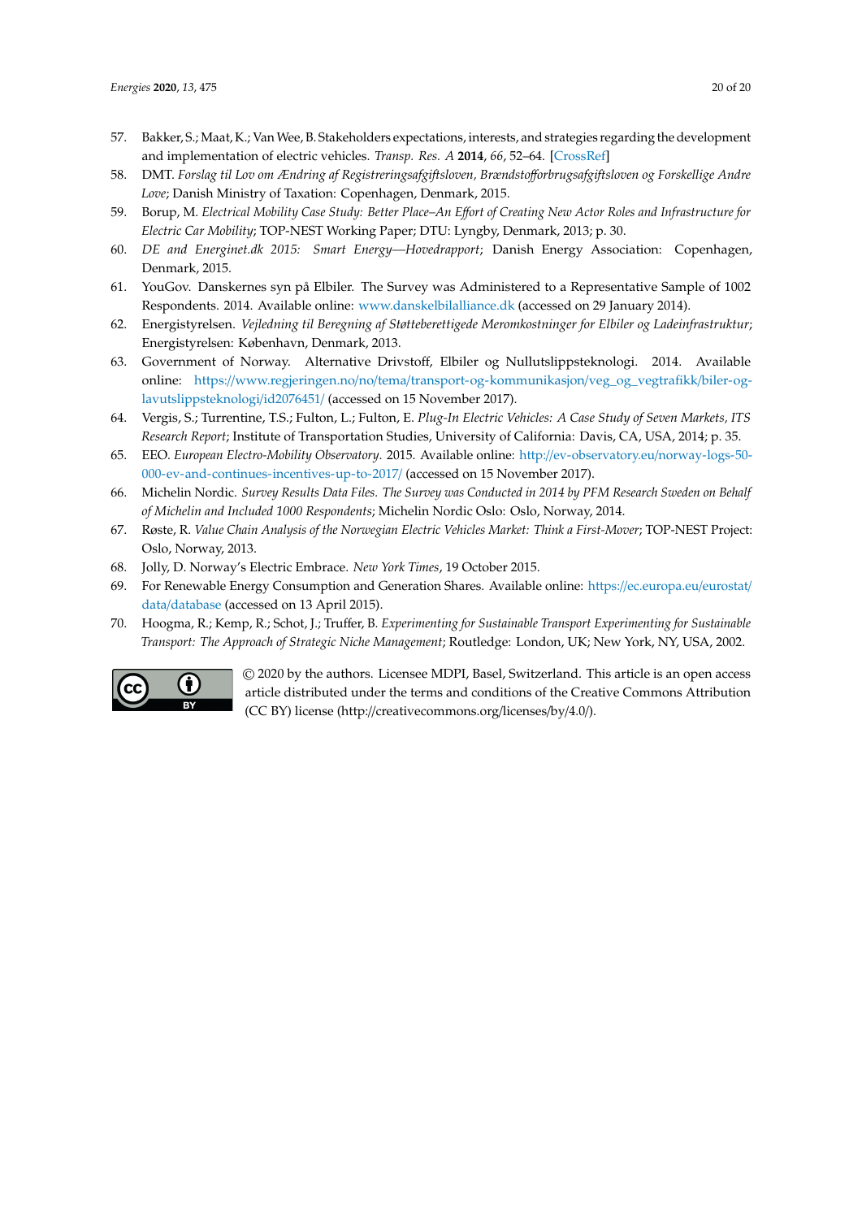57. Bakker, S.; Maat, K.; Van Wee, B. Stakeholders expectations, interests, and strategies regarding the development and implementation of electric vehicles. *Transp. Res. A* **2014**, *66*, 52–64. [CrossRef]
58. DMT. *Forslag til Lov om Ændring af Registreringsafgiftsloven, Brændstofforbrugsafgiftsloven og Forskellige Andre Love*; Danish Ministry of Taxation: Copenhagen, Denmark, 2015.
59. Borup, M. *Electrical Mobility Case Study: Better Place–An Effort of Creating New Actor Roles and Infrastructure for Electric Car Mobility*; TOP-NEST Working Paper; DTU: Lyngby, Denmark, 2013; p. 30.
60. *DE and Energinet.dk 2015: Smart Energy—Hovedrapport*; Danish Energy Association: Copenhagen, Denmark, 2015.
61. YouGov. Danskernes syn på Elbiler. The Survey was Administered to a Representative Sample of 1002 Respondents. 2014. Available online: www.danskelbilalliance.dk (accessed on 29 January 2014).
62. Energistyrelsen. *Vejledning til Beregning af Støtteberettigede Meromkostninger for Elbiler og Ladeinfrastruktur*; Energistyrelsen: København, Denmark, 2013.
63. Government of Norway. Alternative Drivstoff, Elbiler og Nullutslippsteknologi. 2014. Available online: https://www.regjeringen.no/no/tema/transport-og-kommunikasjon/veg_og_vegtrafikk/biler-og-lavutslippsteknologi/id2076451/ (accessed on 15 November 2017).
64. Vergis, S.; Turrentine, T.S.; Fulton, L.; Fulton, E. *Plug-In Electric Vehicles: A Case Study of Seven Markets, ITS Research Report*; Institute of Transportation Studies, University of California: Davis, CA, USA, 2014; p. 35.
65. EEO. *European Electro-Mobility Observatory*. 2015. Available online: http://ev-observatory.eu/norway-logs-50-000-ev-and-continues-incentives-up-to-2017/ (accessed on 15 November 2017).
66. Michelin Nordic. *Survey Results Data Files. The Survey was Conducted in 2014 by PFM Research Sweden on Behalf of Michelin and Included 1000 Respondents*; Michelin Nordic Oslo: Oslo, Norway, 2014.
67. Røste, R. *Value Chain Analysis of the Norwegian Electric Vehicles Market: Think a First-Mover*; TOP-NEST Project: Oslo, Norway, 2013.
68. Jolly, D. Norway's Electric Embrace. *New York Times*, 19 October 2015.
69. For Renewable Energy Consumption and Generation Shares. Available online: https://ec.europa.eu/eurostat/data/database (accessed on 13 April 2015).
70. Hoogma, R.; Kemp, R.; Schot, J.; Truffer, B. *Experimenting for Sustainable Transport Experimenting for Sustainable Transport: The Approach of Strategic Niche Management*; Routledge: London, UK; New York, NY, USA, 2002.

© 2020 by the authors. Licensee MDPI, Basel, Switzerland. This article is an open access article distributed under the terms and conditions of the Creative Commons Attribution (CC BY) license (http://creativecommons.org/licenses/by/4.0/).